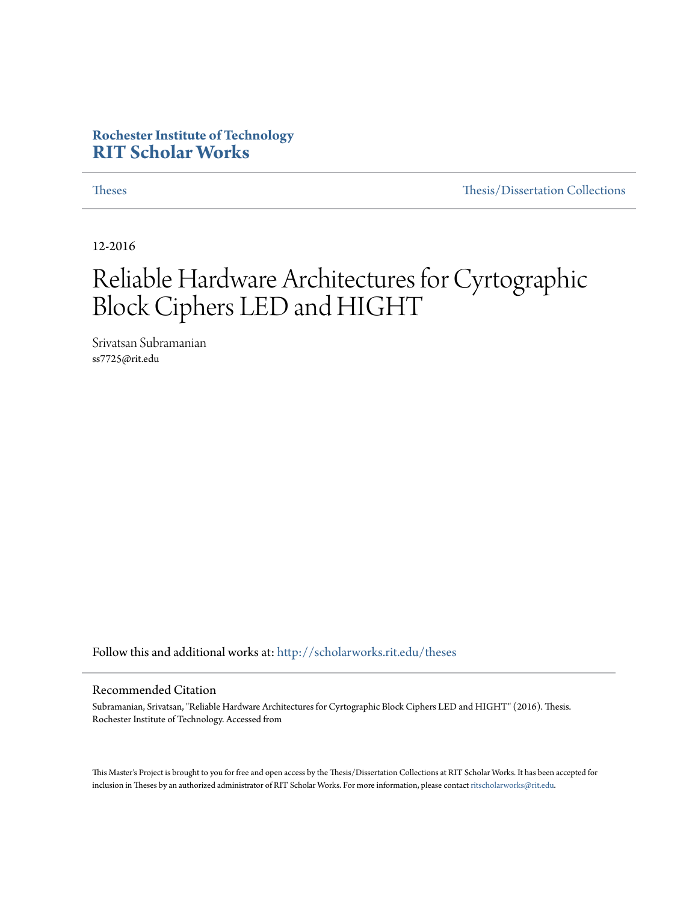**Rochester Institute of Technology**
# RIT Scholar Works

Theses | Thesis/Dissertation Collections

12-2016

# Reliable Hardware Architectures for Cyrtographic Block Ciphers LED and HIGHT

Srivatsan Subramanian
ss7725@rit.edu

Follow this and additional works at: http://scholarworks.rit.edu/theses

## Recommended Citation

Subramanian, Srivatsan, "Reliable Hardware Architectures for Cyrtographic Block Ciphers LED and HIGHT" (2016). Thesis. Rochester Institute of Technology. Accessed from

This Master's Project is brought to you for free and open access by the Thesis/Dissertation Collections at RIT Scholar Works. It has been accepted for inclusion in Theses by an authorized administrator of RIT Scholar Works. For more information, please contact ritscholarworks@rit.edu.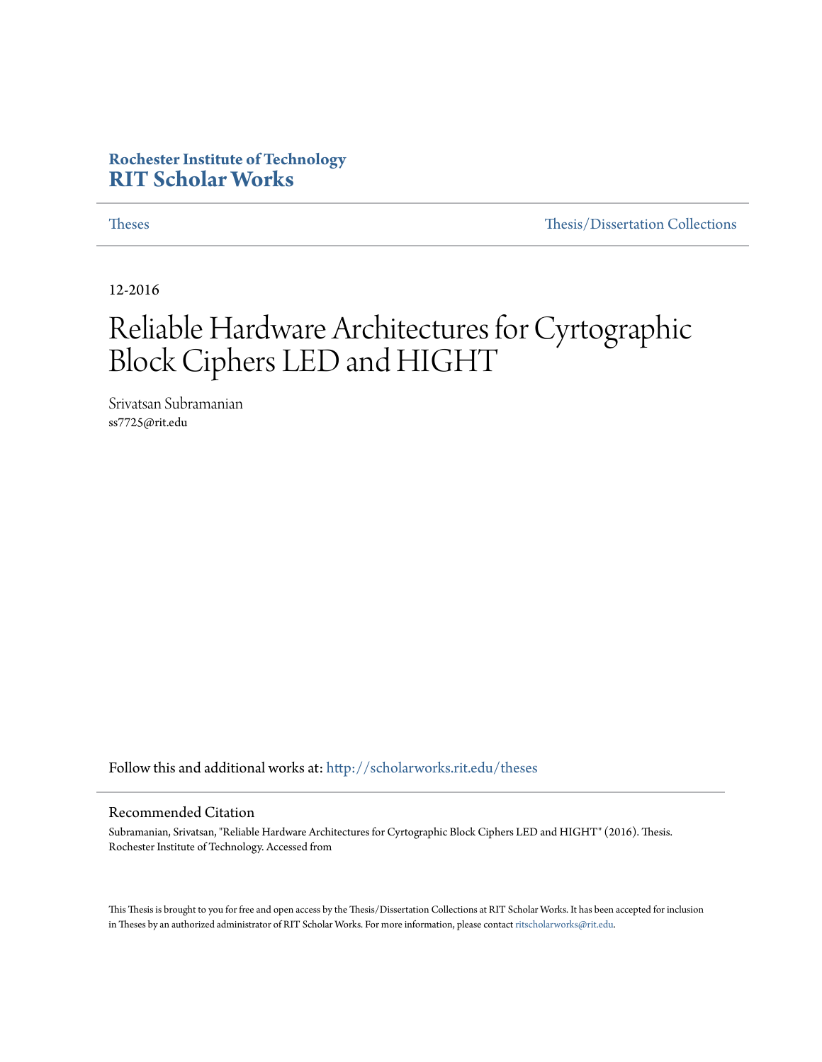Rochester Institute of Technology
# RIT Scholar Works

Theses | Thesis/Dissertation Collections

12-2016

# Reliable Hardware Architectures for Cyrtographic Block Ciphers LED and HIGHT

Srivatsan Subramanian
ss7725@rit.edu

Follow this and additional works at: http://scholarworks.rit.edu/theses

## Recommended Citation

Subramanian, Srivatsan, "Reliable Hardware Architectures for Cyrtographic Block Ciphers LED and HIGHT" (2016). Thesis. Rochester Institute of Technology. Accessed from

This Thesis is brought to you for free and open access by the Thesis/Dissertation Collections at RIT Scholar Works. It has been accepted for inclusion in Theses by an authorized administrator of RIT Scholar Works. For more information, please contact ritscholarworks@rit.edu.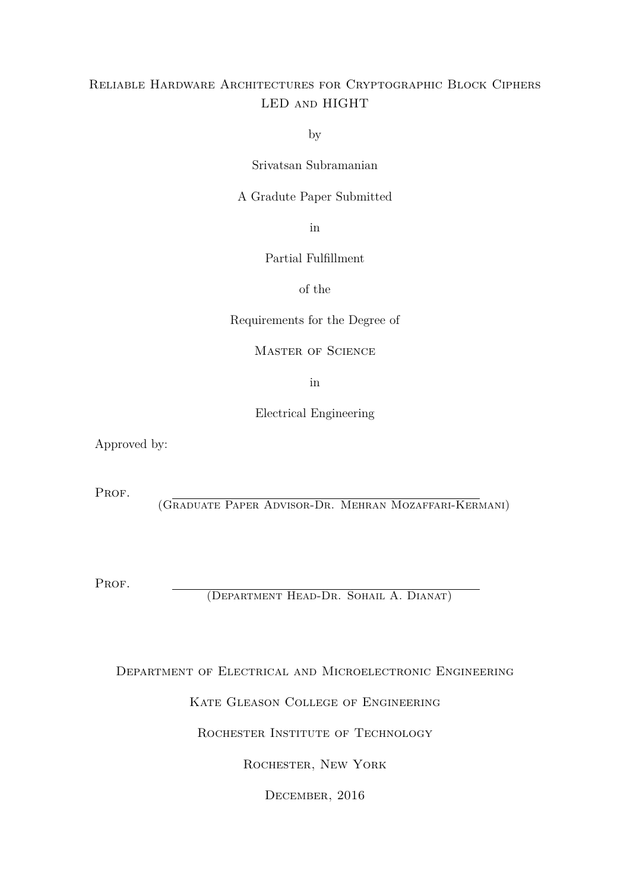# Reliable Hardware Architectures for Cryptographic Block Ciphers LED and HIGHT

by

Srivatsan Subramanian

A Gradute Paper Submitted

in

Partial Fulfillment

of the

Requirements for the Degree of

Master of Science

in

Electrical Engineering

Approved by:

Prof. \_\_\_\_\_\_\_\_\_\_\_\_\_\_\_\_\_\_\_\_\_\_\_\_\_\_\_\_\_\_\_\_\_\_\_\_\_\_\_\_
(Graduate Paper Advisor-Dr. Mehran Mozaffari-Kermani)

Prof. \_\_\_\_\_\_\_\_\_\_\_\_\_\_\_\_\_\_\_\_\_\_\_\_\_\_\_\_\_\_\_\_\_\_\_\_\_\_\_\_
(Department Head-Dr. Sohail A. Dianat)

Department of Electrical and Microelectronic Engineering

Kate Gleason College of Engineering

Rochester Institute of Technology

Rochester, New York

December, 2016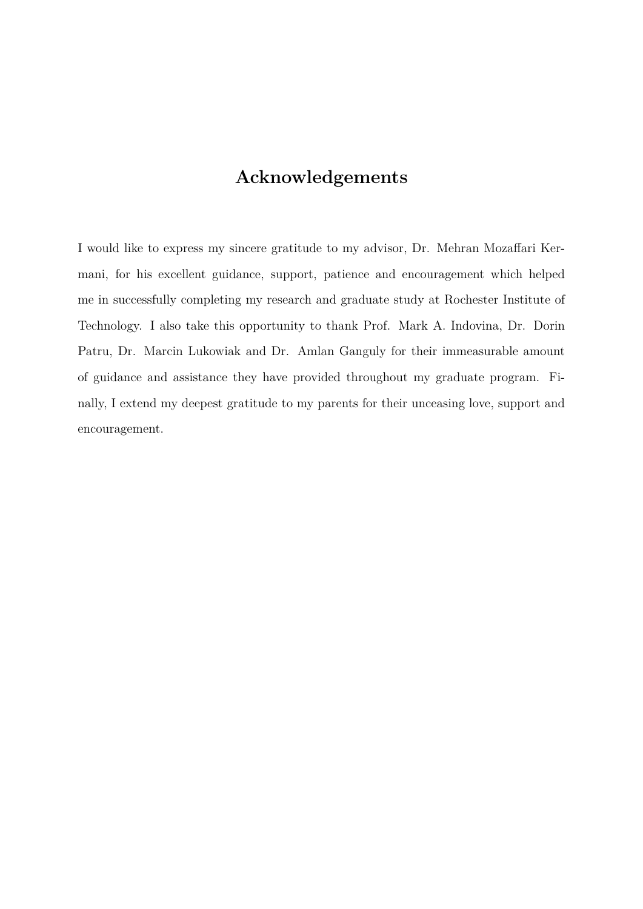# Acknowledgements

I would like to express my sincere gratitude to my advisor, Dr. Mehran Mozaffari Kermani, for his excellent guidance, support, patience and encouragement which helped me in successfully completing my research and graduate study at Rochester Institute of Technology. I also take this opportunity to thank Prof. Mark A. Indovina, Dr. Dorin Patru, Dr. Marcin Lukowiak and Dr. Amlan Ganguly for their immeasurable amount of guidance and assistance they have provided throughout my graduate program. Finally, I extend my deepest gratitude to my parents for their unceasing love, support and encouragement.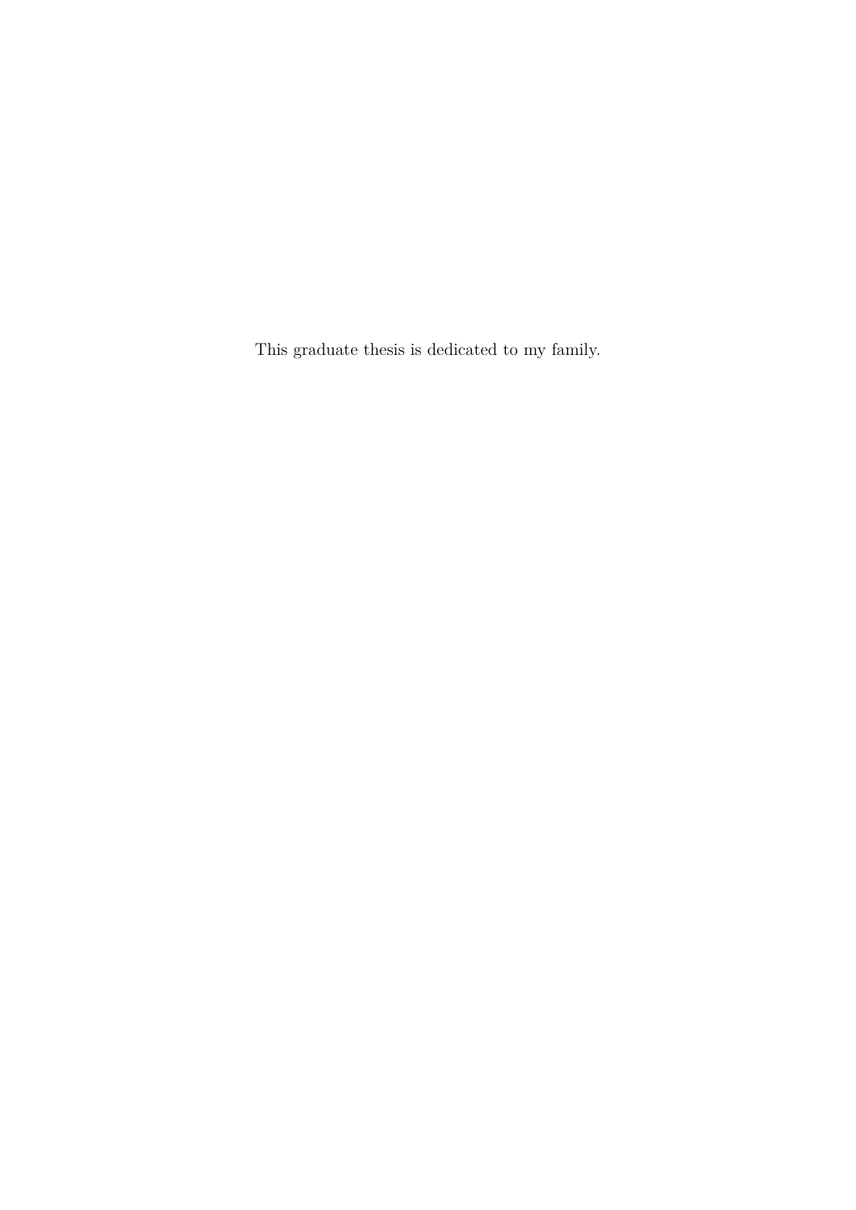This graduate thesis is dedicated to my family.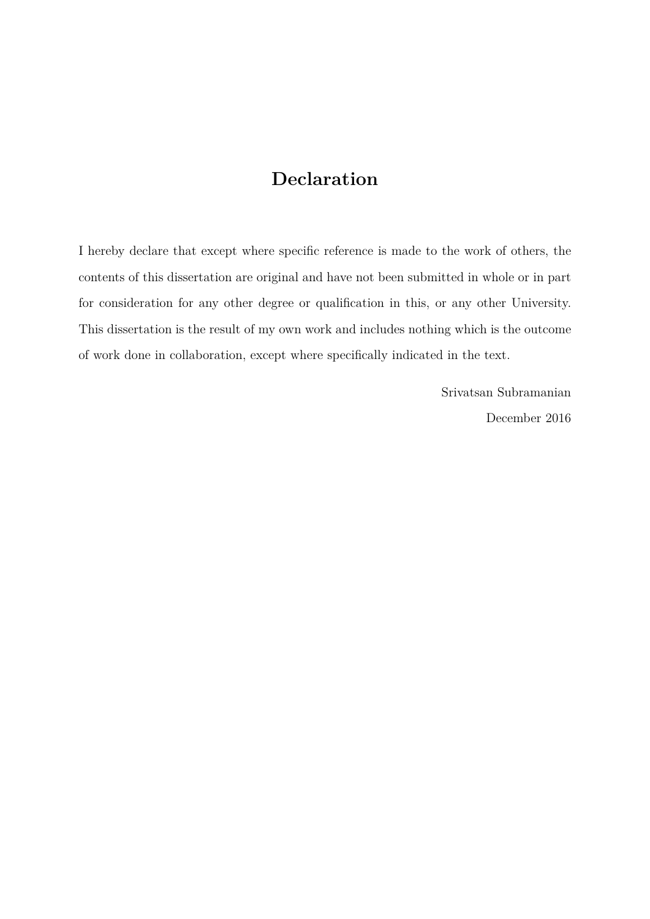# Declaration

I hereby declare that except where specific reference is made to the work of others, the contents of this dissertation are original and have not been submitted in whole or in part for consideration for any other degree or qualification in this, or any other University. This dissertation is the result of my own work and includes nothing which is the outcome of work done in collaboration, except where specifically indicated in the text.

Srivatsan Subramanian

December 2016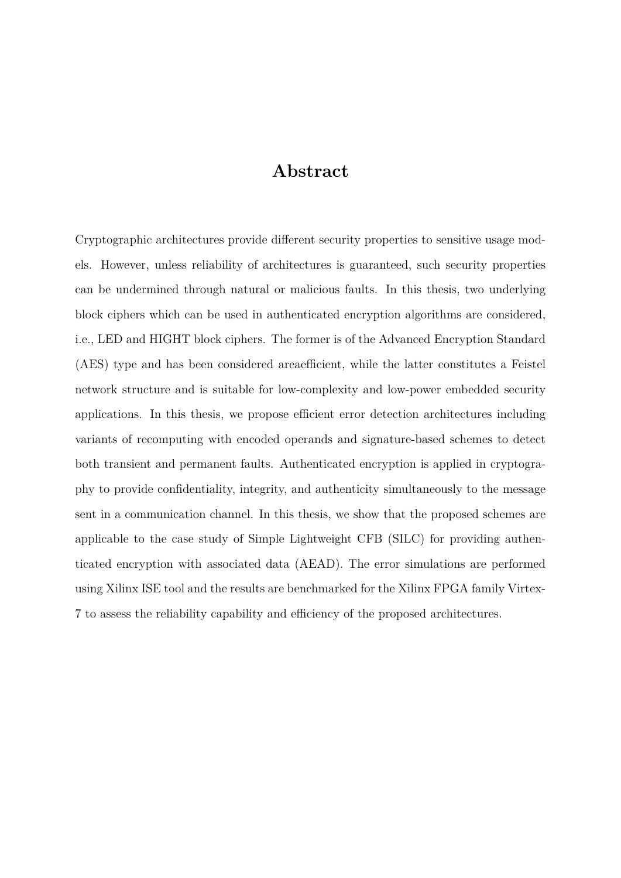# Abstract

Cryptographic architectures provide different security properties to sensitive usage models. However, unless reliability of architectures is guaranteed, such security properties can be undermined through natural or malicious faults. In this thesis, two underlying block ciphers which can be used in authenticated encryption algorithms are considered, i.e., LED and HIGHT block ciphers. The former is of the Advanced Encryption Standard (AES) type and has been considered areaefficient, while the latter constitutes a Feistel network structure and is suitable for low-complexity and low-power embedded security applications. In this thesis, we propose efficient error detection architectures including variants of recomputing with encoded operands and signature-based schemes to detect both transient and permanent faults. Authenticated encryption is applied in cryptography to provide confidentiality, integrity, and authenticity simultaneously to the message sent in a communication channel. In this thesis, we show that the proposed schemes are applicable to the case study of Simple Lightweight CFB (SILC) for providing authenticated encryption with associated data (AEAD). The error simulations are performed using Xilinx ISE tool and the results are benchmarked for the Xilinx FPGA family Virtex-7 to assess the reliability capability and efficiency of the proposed architectures.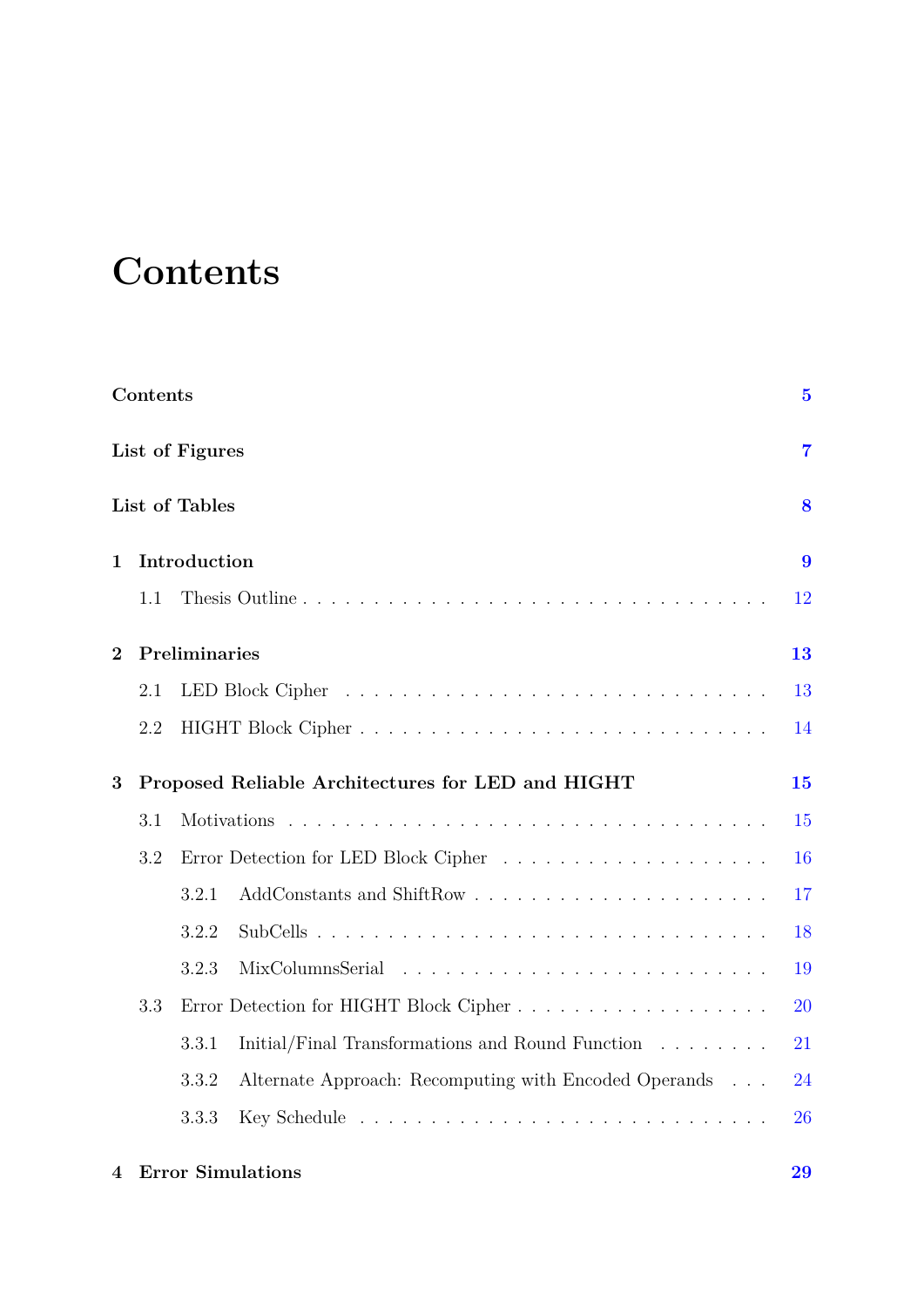# Contents

**Contents** **5**

**List of Figures** **7**

**List of Tables** **8**

**1 Introduction** **9**

1.1 Thesis Outline . . . . . . . . . . . . . . . . . . . . . . . . . . . . . . . 12

**2 Preliminaries** **13**

2.1 LED Block Cipher . . . . . . . . . . . . . . . . . . . . . . . . . . . . . 13

2.2 HIGHT Block Cipher . . . . . . . . . . . . . . . . . . . . . . . . . . . . 14

**3 Proposed Reliable Architectures for LED and HIGHT** **15**

3.1 Motivations . . . . . . . . . . . . . . . . . . . . . . . . . . . . . . . . . 15

3.2 Error Detection for LED Block Cipher . . . . . . . . . . . . . . . . . . 16

3.2.1 AddConstants and ShiftRow . . . . . . . . . . . . . . . . . . . . 17

3.2.2 SubCells . . . . . . . . . . . . . . . . . . . . . . . . . . . . . . . 18

3.2.3 MixColumnsSerial . . . . . . . . . . . . . . . . . . . . . . . . . 19

3.3 Error Detection for HIGHT Block Cipher . . . . . . . . . . . . . . . . . 20

3.3.1 Initial/Final Transformations and Round Function . . . . . . . . 21

3.3.2 Alternate Approach: Recomputing with Encoded Operands . . . 24

3.3.3 Key Schedule . . . . . . . . . . . . . . . . . . . . . . . . . . . . 26

**4 Error Simulations** **29**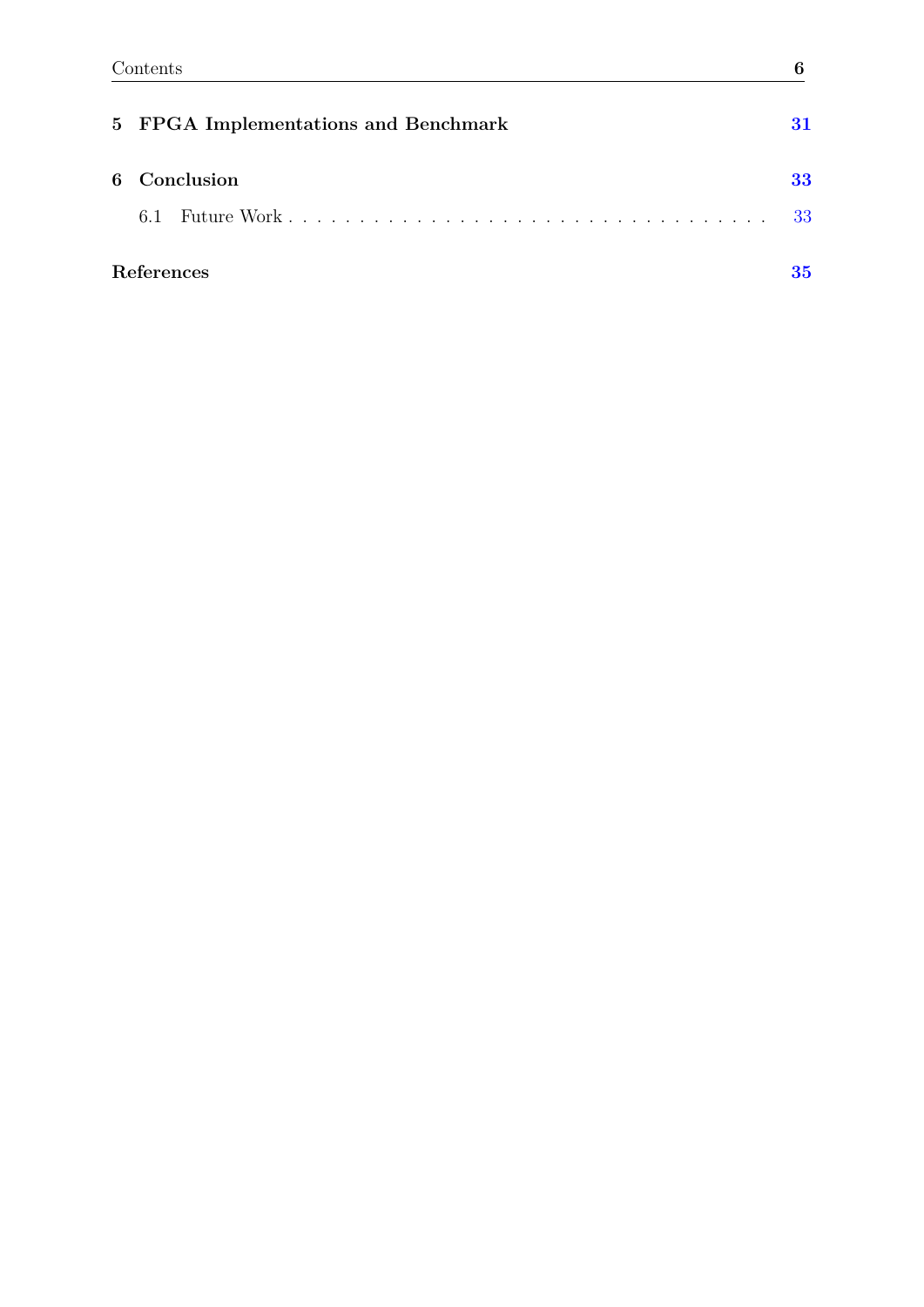**5 FPGA Implementations and Benchmark** 31

**6 Conclusion** 33

6.1 Future Work . . . . . . . . . . . . . . . . . . . . . . . . . . . . . . . . . . 33

**References** 35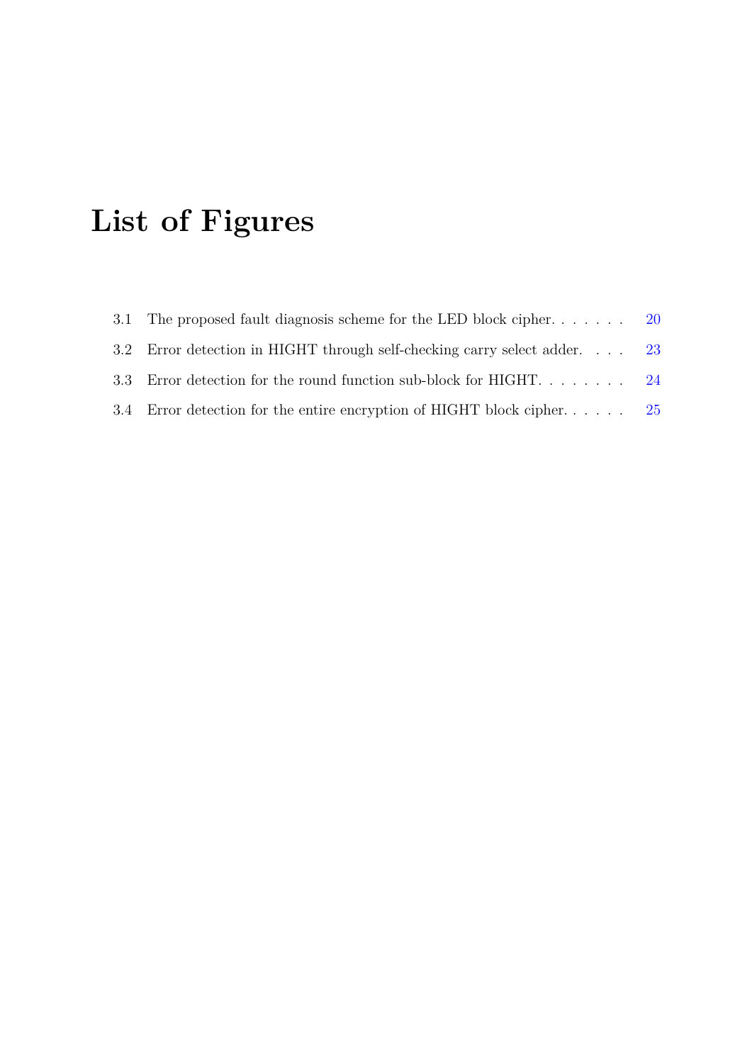# List of Figures

3.1 The proposed fault diagnosis scheme for the LED block cipher. . . . . . . 20

3.2 Error detection in HIGHT through self-checking carry select adder. . . . 23

3.3 Error detection for the round function sub-block for HIGHT. . . . . . . . 24

3.4 Error detection for the entire encryption of HIGHT block cipher. . . . . . 25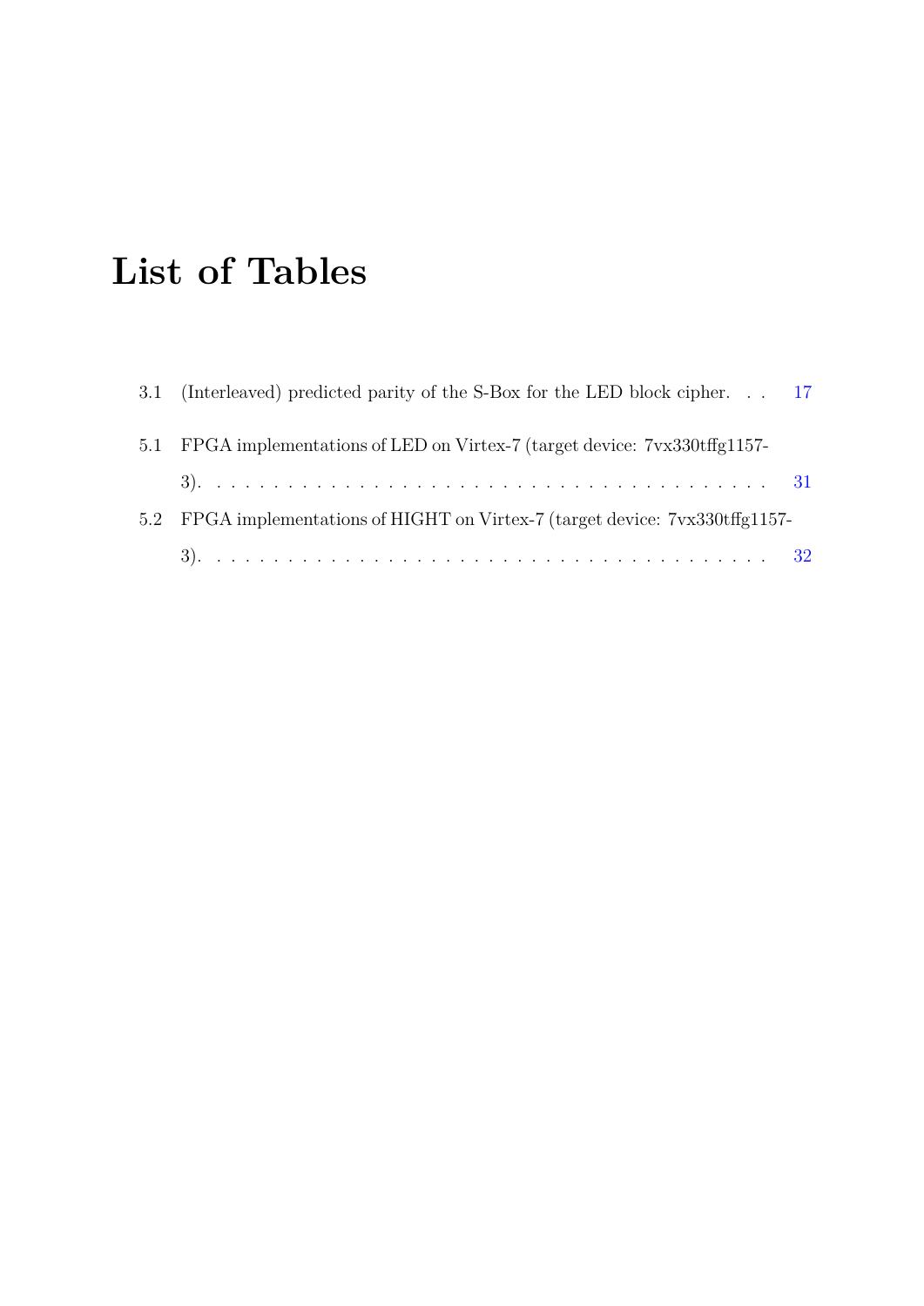# List of Tables

3.1 (Interleaved) predicted parity of the S-Box for the LED block cipher. . . 17

5.1 FPGA implementations of LED on Virtex-7 (target device: 7vx330tffg1157-3). . . . . . . . . . . . . . . . . . . . . . . . . . . . . . . . . . . . . . . . 31

5.2 FPGA implementations of HIGHT on Virtex-7 (target device: 7vx330tffg1157-3). . . . . . . . . . . . . . . . . . . . . . . . . . . . . . . . . . . . . . . . 32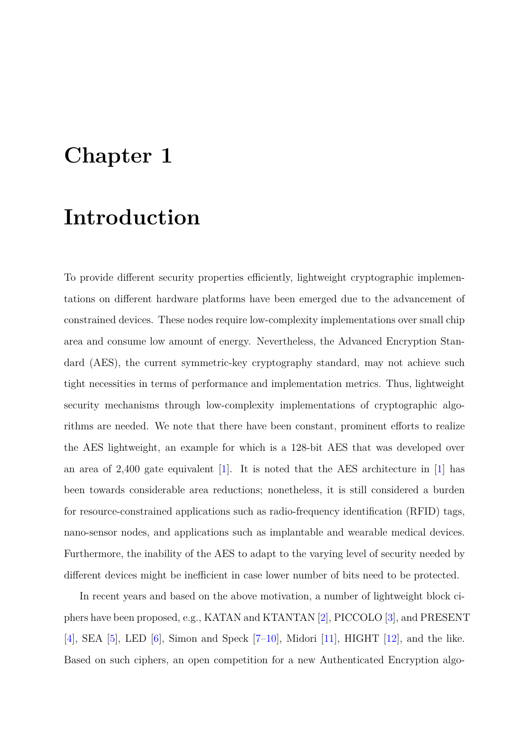# Chapter 1

# Introduction

To provide different security properties efficiently, lightweight cryptographic implementations on different hardware platforms have been emerged due to the advancement of constrained devices. These nodes require low-complexity implementations over small chip area and consume low amount of energy. Nevertheless, the Advanced Encryption Standard (AES), the current symmetric-key cryptography standard, may not achieve such tight necessities in terms of performance and implementation metrics. Thus, lightweight security mechanisms through low-complexity implementations of cryptographic algorithms are needed. We note that there have been constant, prominent efforts to realize the AES lightweight, an example for which is a 128-bit AES that was developed over an area of 2,400 gate equivalent [1]. It is noted that the AES architecture in [1] has been towards considerable area reductions; nonetheless, it is still considered a burden for resource-constrained applications such as radio-frequency identification (RFID) tags, nano-sensor nodes, and applications such as implantable and wearable medical devices. Furthermore, the inability of the AES to adapt to the varying level of security needed by different devices might be inefficient in case lower number of bits need to be protected.

In recent years and based on the above motivation, a number of lightweight block ciphers have been proposed, e.g., KATAN and KTANTAN [2], PICCOLO [3], and PRESENT [4], SEA [5], LED [6], Simon and Speck [7–10], Midori [11], HIGHT [12], and the like. Based on such ciphers, an open competition for a new Authenticated Encryption algo-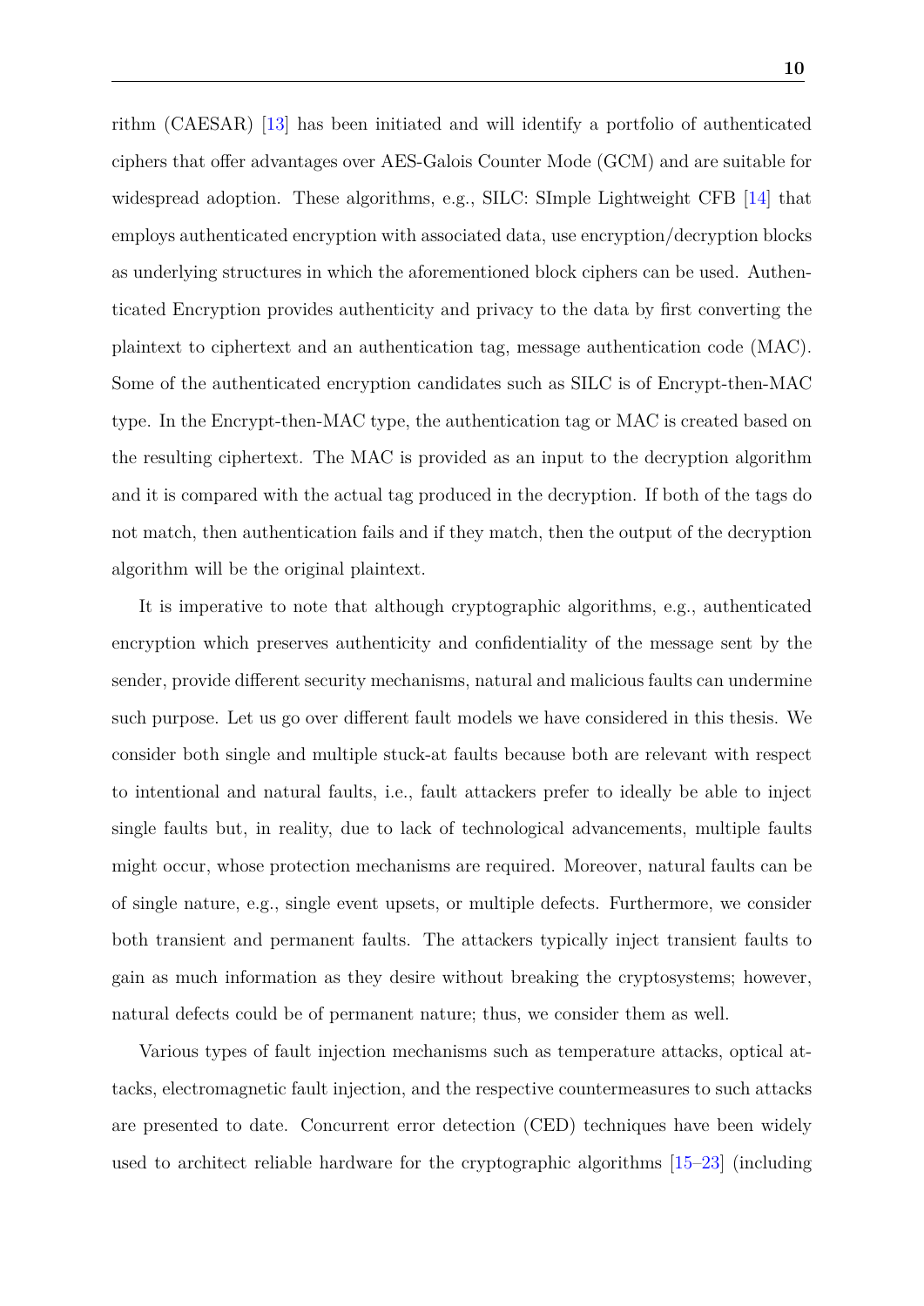rithm (CAESAR) [13] has been initiated and will identify a portfolio of authenticated ciphers that offer advantages over AES-Galois Counter Mode (GCM) and are suitable for widespread adoption. These algorithms, e.g., SILC: SImple Lightweight CFB [14] that employs authenticated encryption with associated data, use encryption/decryption blocks as underlying structures in which the aforementioned block ciphers can be used. Authenticated Encryption provides authenticity and privacy to the data by first converting the plaintext to ciphertext and an authentication tag, message authentication code (MAC). Some of the authenticated encryption candidates such as SILC is of Encrypt-then-MAC type. In the Encrypt-then-MAC type, the authentication tag or MAC is created based on the resulting ciphertext. The MAC is provided as an input to the decryption algorithm and it is compared with the actual tag produced in the decryption. If both of the tags do not match, then authentication fails and if they match, then the output of the decryption algorithm will be the original plaintext.

It is imperative to note that although cryptographic algorithms, e.g., authenticated encryption which preserves authenticity and confidentiality of the message sent by the sender, provide different security mechanisms, natural and malicious faults can undermine such purpose. Let us go over different fault models we have considered in this thesis. We consider both single and multiple stuck-at faults because both are relevant with respect to intentional and natural faults, i.e., fault attackers prefer to ideally be able to inject single faults but, in reality, due to lack of technological advancements, multiple faults might occur, whose protection mechanisms are required. Moreover, natural faults can be of single nature, e.g., single event upsets, or multiple defects. Furthermore, we consider both transient and permanent faults. The attackers typically inject transient faults to gain as much information as they desire without breaking the cryptosystems; however, natural defects could be of permanent nature; thus, we consider them as well.

Various types of fault injection mechanisms such as temperature attacks, optical attacks, electromagnetic fault injection, and the respective countermeasures to such attacks are presented to date. Concurrent error detection (CED) techniques have been widely used to architect reliable hardware for the cryptographic algorithms [15–23] (including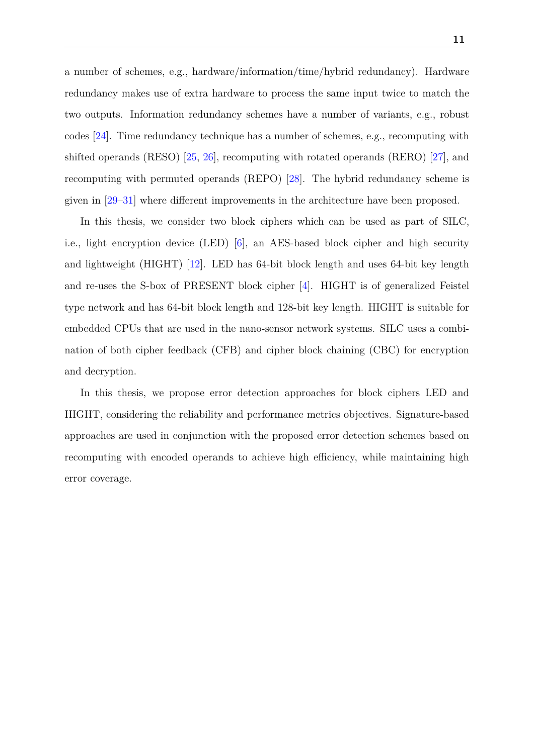a number of schemes, e.g., hardware/information/time/hybrid redundancy). Hardware redundancy makes use of extra hardware to process the same input twice to match the two outputs. Information redundancy schemes have a number of variants, e.g., robust codes [24]. Time redundancy technique has a number of schemes, e.g., recomputing with shifted operands (RESO) [25, 26], recomputing with rotated operands (RERO) [27], and recomputing with permuted operands (REPO) [28]. The hybrid redundancy scheme is given in [29–31] where different improvements in the architecture have been proposed.

In this thesis, we consider two block ciphers which can be used as part of SILC, i.e., light encryption device (LED) [6], an AES-based block cipher and high security and lightweight (HIGHT) [12]. LED has 64-bit block length and uses 64-bit key length and re-uses the S-box of PRESENT block cipher [4]. HIGHT is of generalized Feistel type network and has 64-bit block length and 128-bit key length. HIGHT is suitable for embedded CPUs that are used in the nano-sensor network systems. SILC uses a combination of both cipher feedback (CFB) and cipher block chaining (CBC) for encryption and decryption.

In this thesis, we propose error detection approaches for block ciphers LED and HIGHT, considering the reliability and performance metrics objectives. Signature-based approaches are used in conjunction with the proposed error detection schemes based on recomputing with encoded operands to achieve high efficiency, while maintaining high error coverage.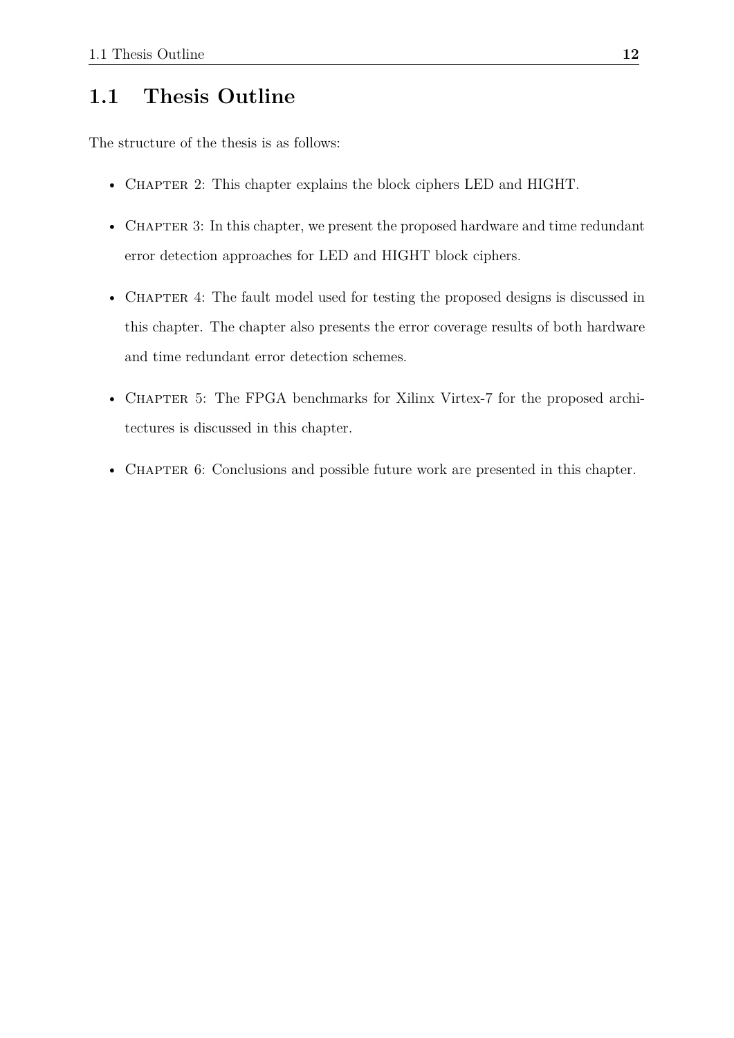## 1.1 Thesis Outline

The structure of the thesis is as follows:

- Chapter 2: This chapter explains the block ciphers LED and HIGHT.
- Chapter 3: In this chapter, we present the proposed hardware and time redundant error detection approaches for LED and HIGHT block ciphers.
- Chapter 4: The fault model used for testing the proposed designs is discussed in this chapter. The chapter also presents the error coverage results of both hardware and time redundant error detection schemes.
- Chapter 5: The FPGA benchmarks for Xilinx Virtex-7 for the proposed architectures is discussed in this chapter.
- Chapter 6: Conclusions and possible future work are presented in this chapter.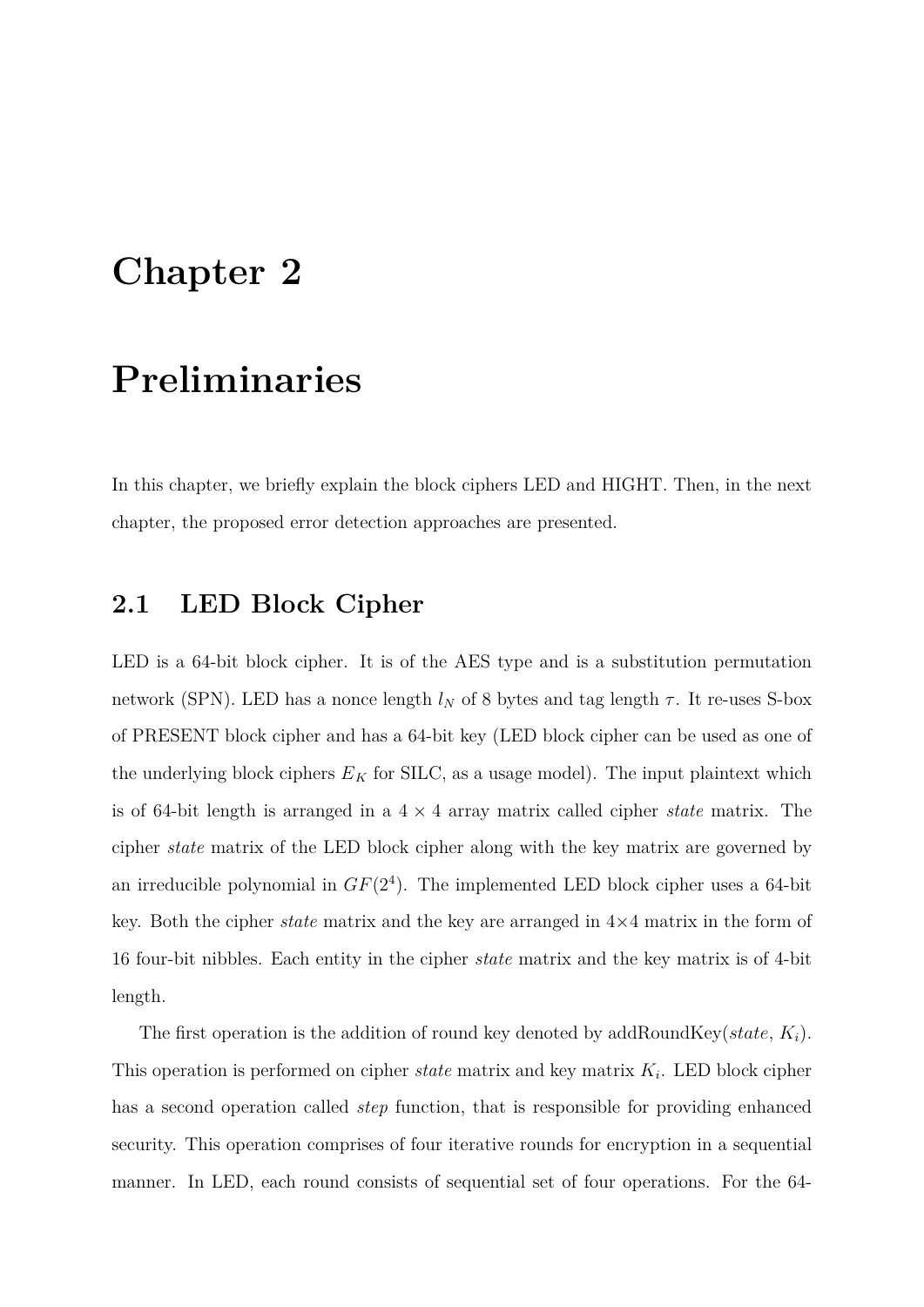# Chapter 2

# Preliminaries

In this chapter, we briefly explain the block ciphers LED and HIGHT. Then, in the next chapter, the proposed error detection approaches are presented.

## 2.1 LED Block Cipher

LED is a 64-bit block cipher. It is of the AES type and is a substitution permutation network (SPN). LED has a nonce length $l_N$ of 8 bytes and tag length $\tau$. It re-uses S-box of PRESENT block cipher and has a 64-bit key (LED block cipher can be used as one of the underlying block ciphers $E_K$ for SILC, as a usage model). The input plaintext which is of 64-bit length is arranged in a $4 \times 4$ array matrix called cipher *state* matrix. The cipher *state* matrix of the LED block cipher along with the key matrix are governed by an irreducible polynomial in $GF(2^4)$. The implemented LED block cipher uses a 64-bit key. Both the cipher *state* matrix and the key are arranged in $4{\times}4$ matrix in the form of 16 four-bit nibbles. Each entity in the cipher *state* matrix and the key matrix is of 4-bit length.

The first operation is the addition of round key denoted by addRoundKey(*state*, $K_i$). This operation is performed on cipher *state* matrix and key matrix $K_i$. LED block cipher has a second operation called *step* function, that is responsible for providing enhanced security. This operation comprises of four iterative rounds for encryption in a sequential manner. In LED, each round consists of sequential set of four operations. For the 64-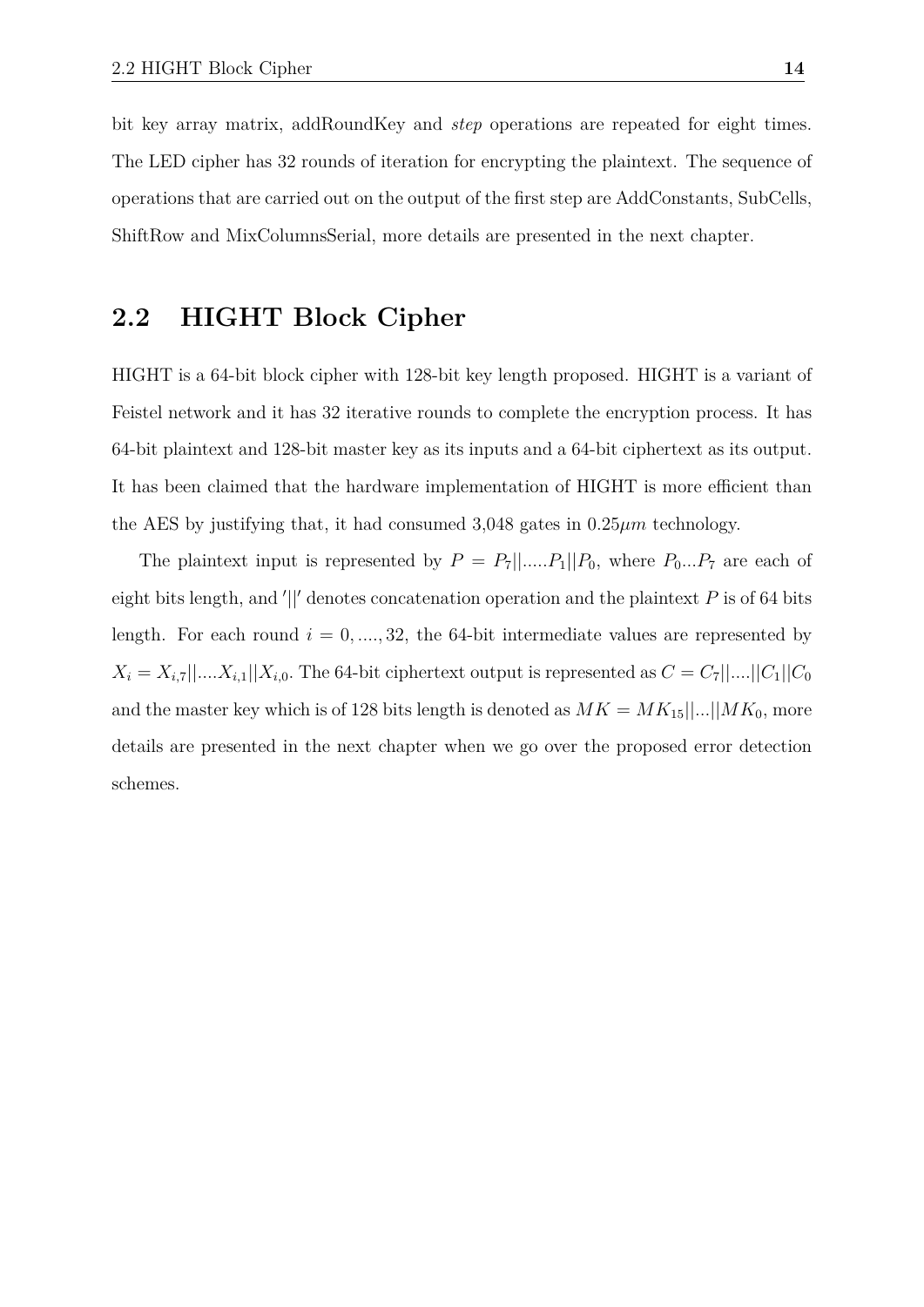bit key array matrix, addRoundKey and *step* operations are repeated for eight times. The LED cipher has 32 rounds of iteration for encrypting the plaintext. The sequence of operations that are carried out on the output of the first step are AddConstants, SubCells, ShiftRow and MixColumnsSerial, more details are presented in the next chapter.

## 2.2 HIGHT Block Cipher

HIGHT is a 64-bit block cipher with 128-bit key length proposed. HIGHT is a variant of Feistel network and it has 32 iterative rounds to complete the encryption process. It has 64-bit plaintext and 128-bit master key as its inputs and a 64-bit ciphertext as its output. It has been claimed that the hardware implementation of HIGHT is more efficient than the AES by justifying that, it had consumed 3,048 gates in $0.25\mu m$ technology.

The plaintext input is represented by $P = P_7||.....P_1||P_0$, where $P_0...P_7$ are each of eight bits length, and $'||'$ denotes concatenation operation and the plaintext $P$ is of 64 bits length. For each round $i = 0, ...., 32$, the 64-bit intermediate values are represented by $X_i = X_{i,7}||....X_{i,1}||X_{i,0}$. The 64-bit ciphertext output is represented as $C = C_7||....||C_1||C_0$ and the master key which is of 128 bits length is denoted as $MK = MK_{15}||...||MK_0$, more details are presented in the next chapter when we go over the proposed error detection schemes.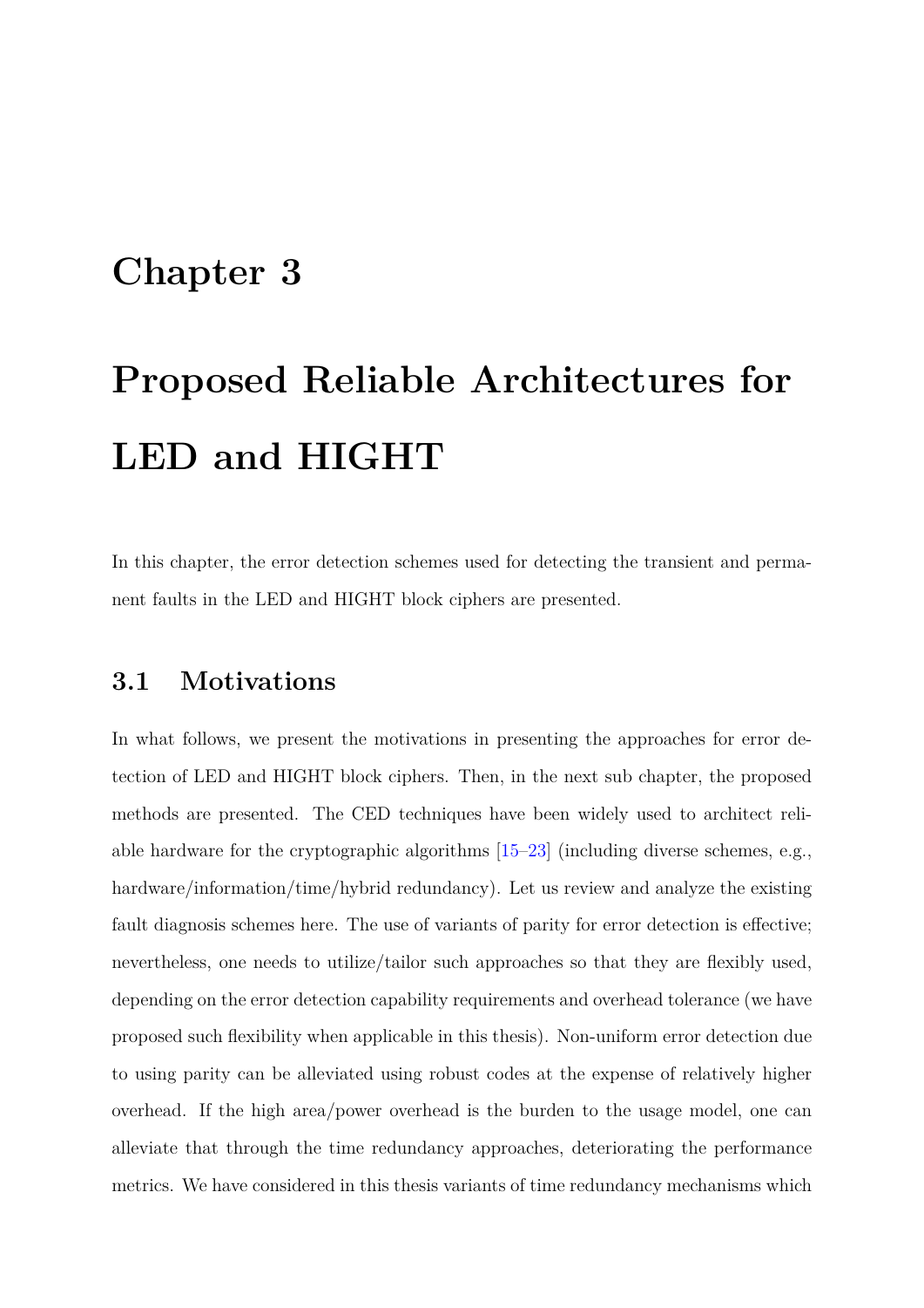# Chapter 3

# Proposed Reliable Architectures for LED and HIGHT

In this chapter, the error detection schemes used for detecting the transient and permanent faults in the LED and HIGHT block ciphers are presented.

## 3.1 Motivations

In what follows, we present the motivations in presenting the approaches for error detection of LED and HIGHT block ciphers. Then, in the next sub chapter, the proposed methods are presented. The CED techniques have been widely used to architect reliable hardware for the cryptographic algorithms [15–23] (including diverse schemes, e.g., hardware/information/time/hybrid redundancy). Let us review and analyze the existing fault diagnosis schemes here. The use of variants of parity for error detection is effective; nevertheless, one needs to utilize/tailor such approaches so that they are flexibly used, depending on the error detection capability requirements and overhead tolerance (we have proposed such flexibility when applicable in this thesis). Non-uniform error detection due to using parity can be alleviated using robust codes at the expense of relatively higher overhead. If the high area/power overhead is the burden to the usage model, one can alleviate that through the time redundancy approaches, deteriorating the performance metrics. We have considered in this thesis variants of time redundancy mechanisms which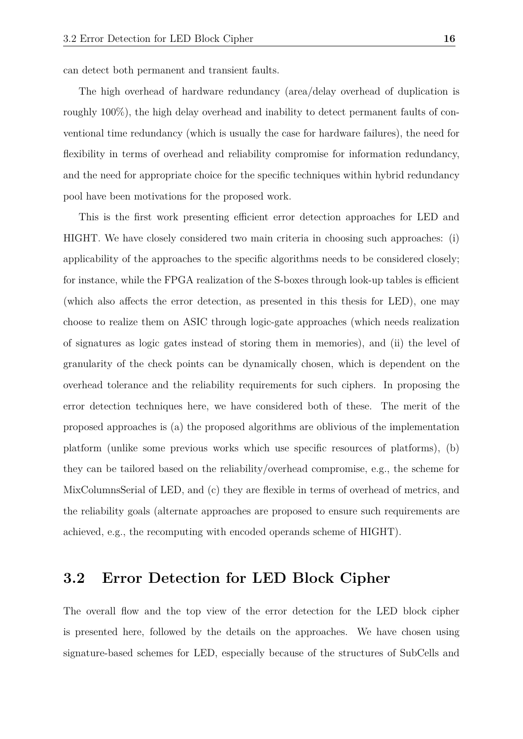can detect both permanent and transient faults.

The high overhead of hardware redundancy (area/delay overhead of duplication is roughly 100%), the high delay overhead and inability to detect permanent faults of conventional time redundancy (which is usually the case for hardware failures), the need for flexibility in terms of overhead and reliability compromise for information redundancy, and the need for appropriate choice for the specific techniques within hybrid redundancy pool have been motivations for the proposed work.

This is the first work presenting efficient error detection approaches for LED and HIGHT. We have closely considered two main criteria in choosing such approaches: (i) applicability of the approaches to the specific algorithms needs to be considered closely; for instance, while the FPGA realization of the S-boxes through look-up tables is efficient (which also affects the error detection, as presented in this thesis for LED), one may choose to realize them on ASIC through logic-gate approaches (which needs realization of signatures as logic gates instead of storing them in memories), and (ii) the level of granularity of the check points can be dynamically chosen, which is dependent on the overhead tolerance and the reliability requirements for such ciphers. In proposing the error detection techniques here, we have considered both of these. The merit of the proposed approaches is (a) the proposed algorithms are oblivious of the implementation platform (unlike some previous works which use specific resources of platforms), (b) they can be tailored based on the reliability/overhead compromise, e.g., the scheme for MixColumnsSerial of LED, and (c) they are flexible in terms of overhead of metrics, and the reliability goals (alternate approaches are proposed to ensure such requirements are achieved, e.g., the recomputing with encoded operands scheme of HIGHT).

## 3.2 Error Detection for LED Block Cipher

The overall flow and the top view of the error detection for the LED block cipher is presented here, followed by the details on the approaches. We have chosen using signature-based schemes for LED, especially because of the structures of SubCells and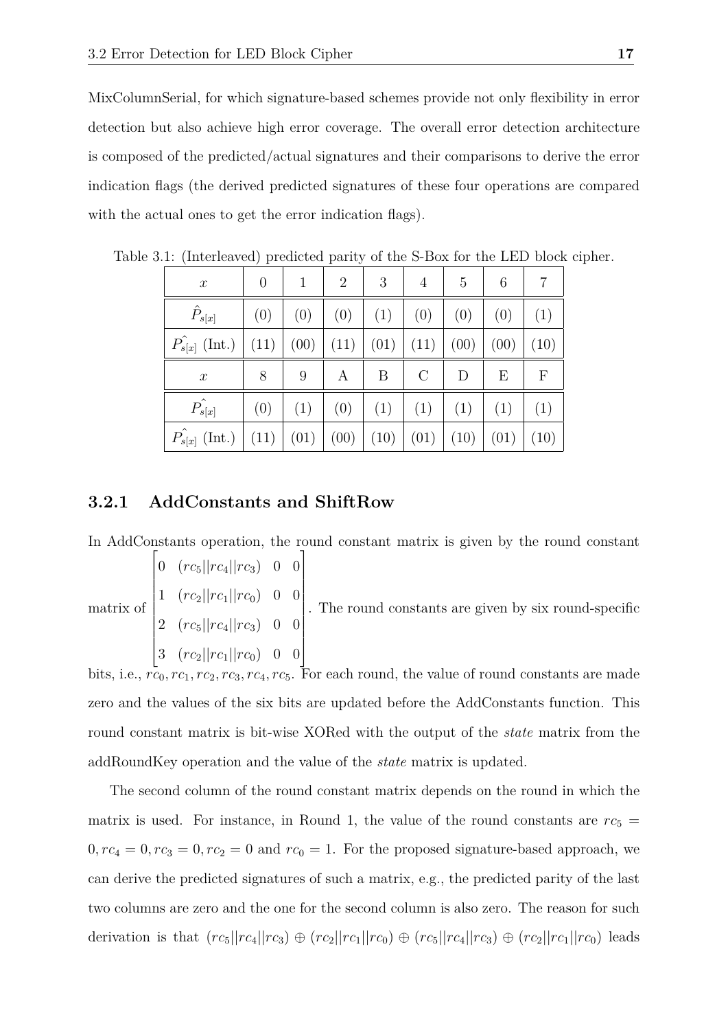MixColumnSerial, for which signature-based schemes provide not only flexibility in error detection but also achieve high error coverage. The overall error detection architecture is composed of the predicted/actual signatures and their comparisons to derive the error indication flags (the derived predicted signatures of these four operations are compared with the actual ones to get the error indication flags).

Table 3.1: (Interleaved) predicted parity of the S-Box for the LED block cipher.

| $x$ | 0 | 1 | 2 | 3 | 4 | 5 | 6 | 7 |
|---|---|---|---|---|---|---|---|---|
| $\hat{P}_{s[x]}$ | (0) | (0) | (0) | (1) | (0) | (0) | (0) | (1) |
| $\hat{P_{s[x]}}$ (Int.) | (11) | (00) | (11) | (01) | (11) | (00) | (00) | (10) |
| $x$ | 8 | 9 | A | B | C | D | E | F |
| $\hat{P_{s[x]}}$ | (0) | (1) | (0) | (1) | (1) | (1) | (1) | (1) |
| $\hat{P_{s[x]}}$ (Int.) | (11) | (01) | (00) | (10) | (01) | (10) | (01) | (10) |

### 3.2.1 AddConstants and ShiftRow

In AddConstants operation, the round constant matrix is given by the round constant matrix of $\begin{bmatrix} 0 & (rc_5||rc_4||rc_3) & 0 & 0 \\ 1 & (rc_2||rc_1||rc_0) & 0 & 0 \\ 2 & (rc_5||rc_4||rc_3) & 0 & 0 \\ 3 & (rc_2||rc_1||rc_0) & 0 & 0 \end{bmatrix}$. The round constants are given by six round-specific bits, i.e., $rc_0, rc_1, rc_2, rc_3, rc_4, rc_5$. For each round, the value of round constants are made zero and the values of the six bits are updated before the AddConstants function. This round constant matrix is bit-wise XORed with the output of the *state* matrix from the addRoundKey operation and the value of the *state* matrix is updated.

The second column of the round constant matrix depends on the round in which the matrix is used. For instance, in Round 1, the value of the round constants are $rc_5 = 0, rc_4 = 0, rc_3 = 0, rc_2 = 0$ and $rc_0 = 1$. For the proposed signature-based approach, we can derive the predicted signatures of such a matrix, e.g., the predicted parity of the last two columns are zero and the one for the second column is also zero. The reason for such derivation is that $(rc_5||rc_4||rc_3) \oplus (rc_2||rc_1||rc_0) \oplus (rc_5||rc_4||rc_3) \oplus (rc_2||rc_1||rc_0)$ leads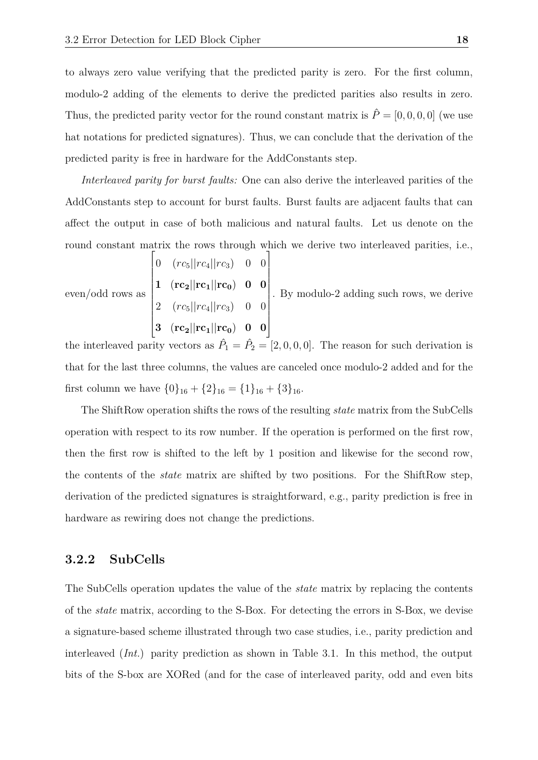to always zero value verifying that the predicted parity is zero. For the first column, modulo-2 adding of the elements to derive the predicted parities also results in zero. Thus, the predicted parity vector for the round constant matrix is $\hat{P} = [0, 0, 0, 0]$ (we use hat notations for predicted signatures). Thus, we can conclude that the derivation of the predicted parity is free in hardware for the AddConstants step.

*Interleaved parity for burst faults:* One can also derive the interleaved parities of the AddConstants step to account for burst faults. Burst faults are adjacent faults that can affect the output in case of both malicious and natural faults. Let us denote on the round constant matrix the rows through which we derive two interleaved parities, i.e., even/odd rows as $\begin{bmatrix} 0 & (rc_5||rc_4||rc_3) & 0 & 0 \\ \mathbf{1} & (\mathbf{rc_2}||\mathbf{rc_1}||\mathbf{rc_0}) & \mathbf{0} & \mathbf{0} \\ 2 & (rc_5||rc_4||rc_3) & 0 & 0 \\ \mathbf{3} & (\mathbf{rc_2}||\mathbf{rc_1}||\mathbf{rc_0}) & \mathbf{0} & \mathbf{0} \end{bmatrix}$. By modulo-2 adding such rows, we derive the interleaved parity vectors as $\hat{P}_1 = \hat{P}_2 = [2, 0, 0, 0]$. The reason for such derivation is that for the last three columns, the values are canceled once modulo-2 added and for the first column we have $\{0\}_{16} + \{2\}_{16} = \{1\}_{16} + \{3\}_{16}$.

The ShiftRow operation shifts the rows of the resulting *state* matrix from the SubCells operation with respect to its row number. If the operation is performed on the first row, then the first row is shifted to the left by 1 position and likewise for the second row, the contents of the *state* matrix are shifted by two positions. For the ShiftRow step, derivation of the predicted signatures is straightforward, e.g., parity prediction is free in hardware as rewiring does not change the predictions.

### 3.2.2 SubCells

The SubCells operation updates the value of the *state* matrix by replacing the contents of the *state* matrix, according to the S-Box. For detecting the errors in S-Box, we devise a signature-based scheme illustrated through two case studies, i.e., parity prediction and interleaved (*Int.*) parity prediction as shown in Table 3.1. In this method, the output bits of the S-box are XORed (and for the case of interleaved parity, odd and even bits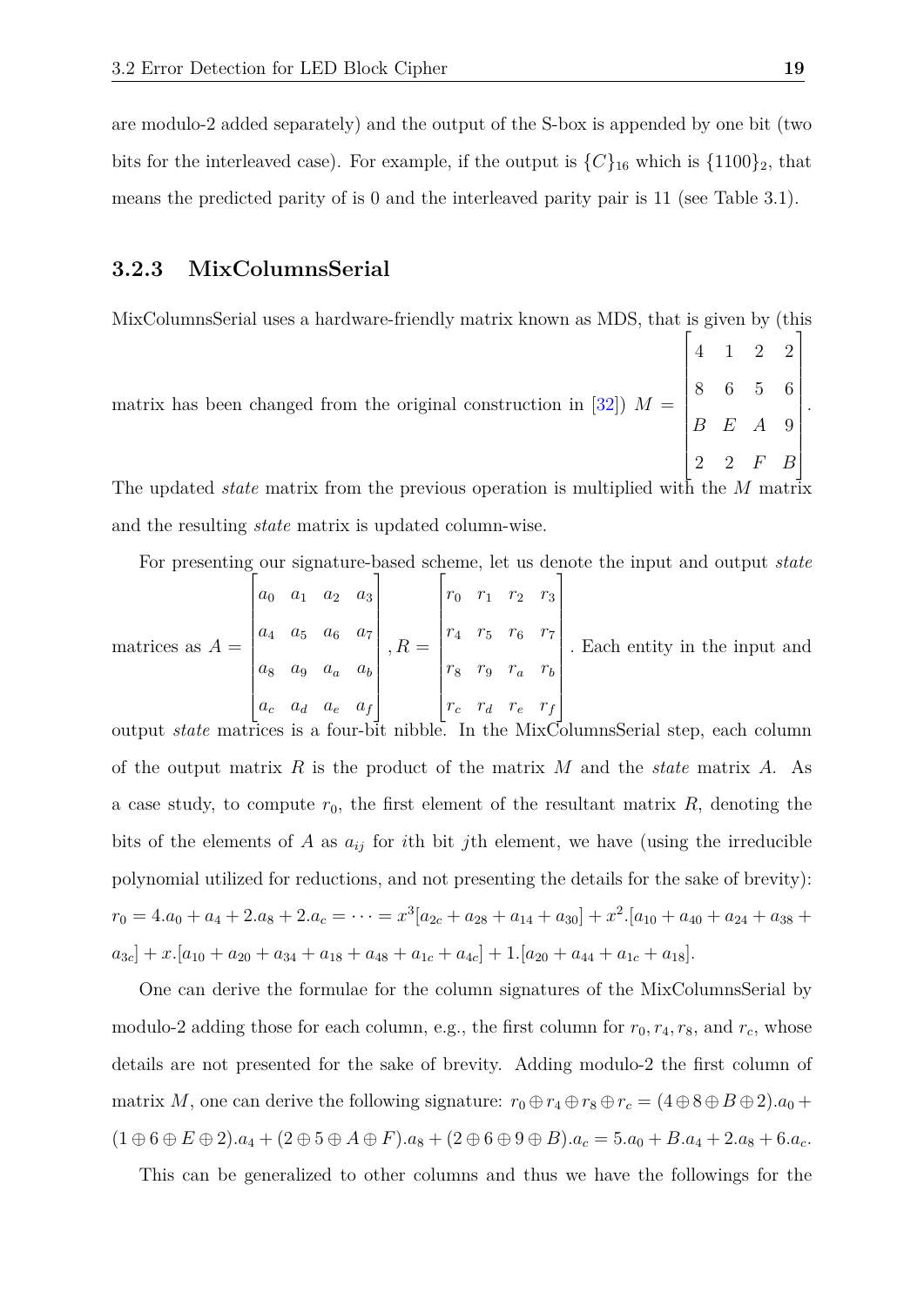are modulo-2 added separately) and the output of the S-box is appended by one bit (two bits for the interleaved case). For example, if the output is $\{C\}_{16}$ which is $\{1100\}_2$, that means the predicted parity of is 0 and the interleaved parity pair is 11 (see Table 3.1).

### 3.2.3 MixColumnsSerial

MixColumnsSerial uses a hardware-friendly matrix known as MDS, that is given by (this matrix has been changed from the original construction in [32]) $M = \begin{bmatrix} 4 & 1 & 2 & 2 \\ 8 & 6 & 5 & 6 \\ B & E & A & 9 \\ 2 & 2 & F & B \end{bmatrix}$. The updated *state* matrix from the previous operation is multiplied with the $M$ matrix and the resulting *state* matrix is updated column-wise.

For presenting our signature-based scheme, let us denote the input and output *state* matrices as $A = \begin{bmatrix} a_0 & a_1 & a_2 & a_3 \\ a_4 & a_5 & a_6 & a_7 \\ a_8 & a_9 & a_a & a_b \\ a_c & a_d & a_e & a_f \end{bmatrix}, R = \begin{bmatrix} r_0 & r_1 & r_2 & r_3 \\ r_4 & r_5 & r_6 & r_7 \\ r_8 & r_9 & r_a & r_b \\ r_c & r_d & r_e & r_f \end{bmatrix}$. Each entity in the input and output *state* matrices is a four-bit nibble. In the MixColumnsSerial step, each column of the output matrix $R$ is the product of the matrix $M$ and the *state* matrix $A$. As a case study, to compute $r_0$, the first element of the resultant matrix $R$, denoting the bits of the elements of $A$ as $a_{ij}$ for $i$th bit $j$th element, we have (using the irreducible polynomial utilized for reductions, and not presenting the details for the sake of brevity): $r_0 = 4.a_0 + a_4 + 2.a_8 + 2.a_c = \cdots = x^3[a_{2c} + a_{28} + a_{14} + a_{30}] + x^2.[a_{10} + a_{40} + a_{24} + a_{38} + a_{3c}] + x.[a_{10} + a_{20} + a_{34} + a_{18} + a_{48} + a_{1c} + a_{4c}] + 1.[a_{20} + a_{44} + a_{1c} + a_{18}]$.

One can derive the formulae for the column signatures of the MixColumnsSerial by modulo-2 adding those for each column, e.g., the first column for $r_0, r_4, r_8$, and $r_c$, whose details are not presented for the sake of brevity. Adding modulo-2 the first column of matrix $M$, one can derive the following signature: $r_0 \oplus r_4 \oplus r_8 \oplus r_c = (4 \oplus 8 \oplus B \oplus 2).a_0 + (1 \oplus 6 \oplus E \oplus 2).a_4 + (2 \oplus 5 \oplus A \oplus F).a_8 + (2 \oplus 6 \oplus 9 \oplus B).a_c = 5.a_0 + B.a_4 + 2.a_8 + 6.a_c$.

This can be generalized to other columns and thus we have the followings for the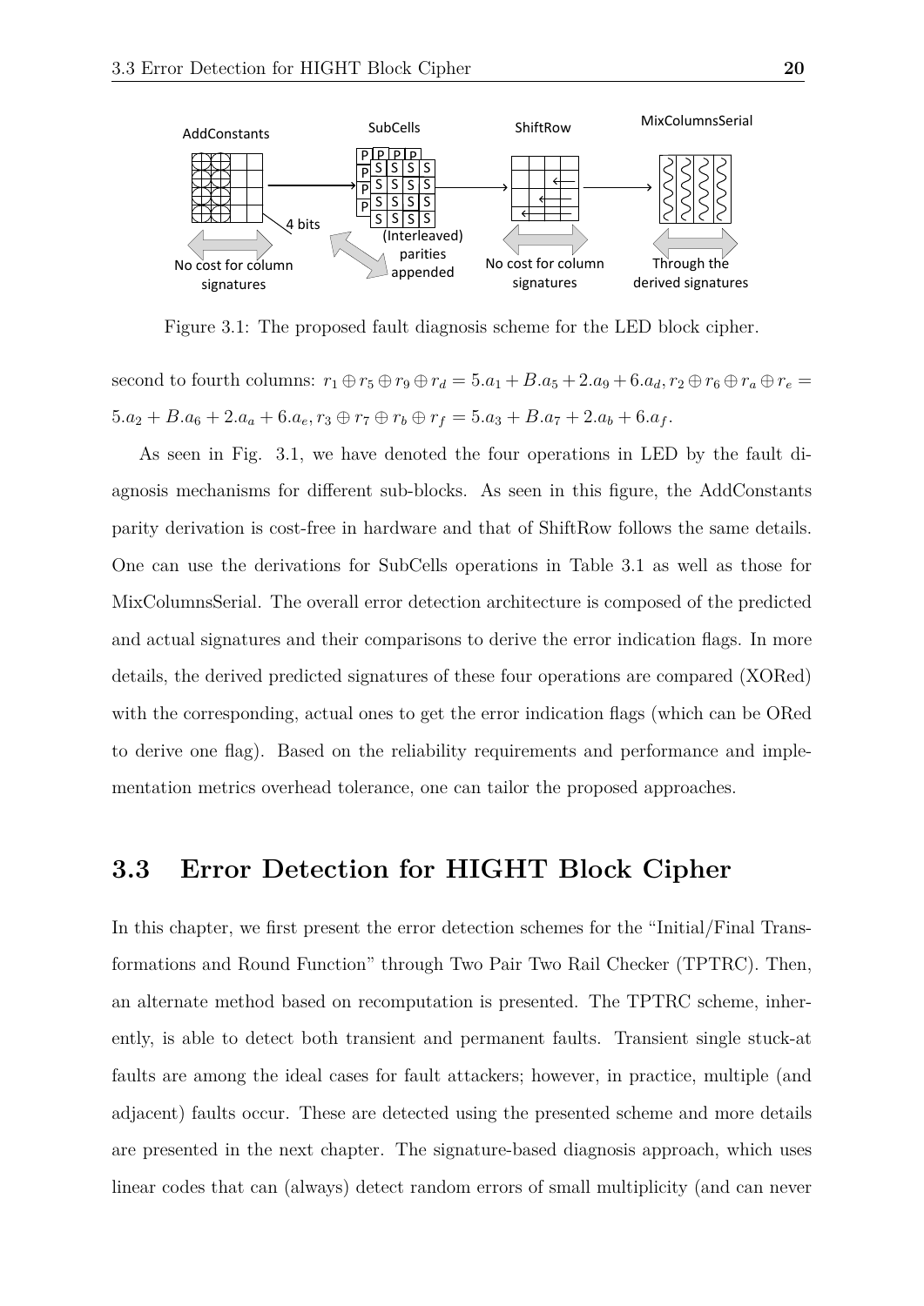Figure 3.1: The proposed fault diagnosis scheme for the LED block cipher.

second to fourth columns: $r_1 \oplus r_5 \oplus r_9 \oplus r_d = 5.a_1 + B.a_5 + 2.a_9 + 6.a_d, r_2 \oplus r_6 \oplus r_a \oplus r_e = 5.a_2 + B.a_6 + 2.a_a + 6.a_e, r_3 \oplus r_7 \oplus r_b \oplus r_f = 5.a_3 + B.a_7 + 2.a_b + 6.a_f$.

As seen in Fig. 3.1, we have denoted the four operations in LED by the fault diagnosis mechanisms for different sub-blocks. As seen in this figure, the AddConstants parity derivation is cost-free in hardware and that of ShiftRow follows the same details. One can use the derivations for SubCells operations in Table 3.1 as well as those for MixColumnsSerial. The overall error detection architecture is composed of the predicted and actual signatures and their comparisons to derive the error indication flags. In more details, the derived predicted signatures of these four operations are compared (XORed) with the corresponding, actual ones to get the error indication flags (which can be ORed to derive one flag). Based on the reliability requirements and performance and implementation metrics overhead tolerance, one can tailor the proposed approaches.

## 3.3 Error Detection for HIGHT Block Cipher

In this chapter, we first present the error detection schemes for the "Initial/Final Transformations and Round Function" through Two Pair Two Rail Checker (TPTRC). Then, an alternate method based on recomputation is presented. The TPTRC scheme, inherently, is able to detect both transient and permanent faults. Transient single stuck-at faults are among the ideal cases for fault attackers; however, in practice, multiple (and adjacent) faults occur. These are detected using the presented scheme and more details are presented in the next chapter. The signature-based diagnosis approach, which uses linear codes that can (always) detect random errors of small multiplicity (and can never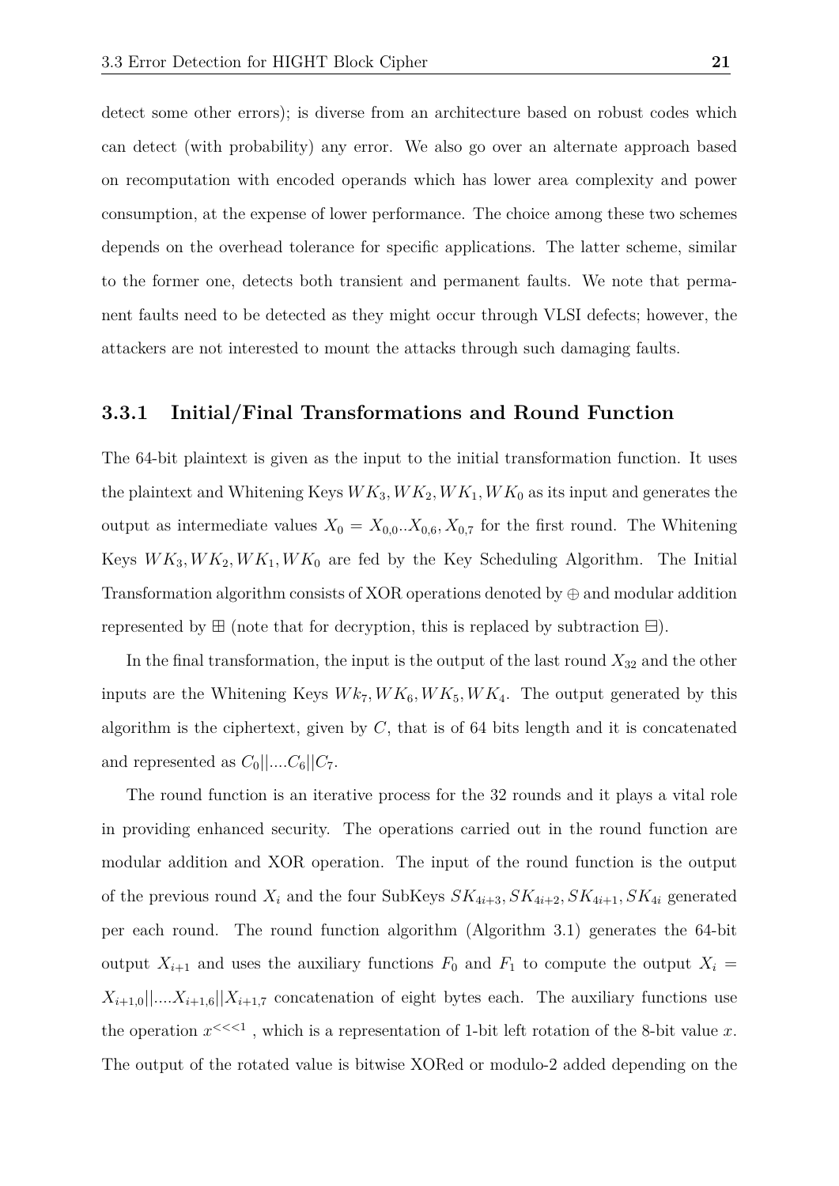detect some other errors); is diverse from an architecture based on robust codes which can detect (with probability) any error. We also go over an alternate approach based on recomputation with encoded operands which has lower area complexity and power consumption, at the expense of lower performance. The choice among these two schemes depends on the overhead tolerance for specific applications. The latter scheme, similar to the former one, detects both transient and permanent faults. We note that permanent faults need to be detected as they might occur through VLSI defects; however, the attackers are not interested to mount the attacks through such damaging faults.

### 3.3.1 Initial/Final Transformations and Round Function

The 64-bit plaintext is given as the input to the initial transformation function. It uses the plaintext and Whitening Keys $WK_3, WK_2, WK_1, WK_0$ as its input and generates the output as intermediate values $X_0 = X_{0,0}..X_{0,6}, X_{0,7}$ for the first round. The Whitening Keys $WK_3, WK_2, WK_1, WK_0$ are fed by the Key Scheduling Algorithm. The Initial Transformation algorithm consists of XOR operations denoted by $\oplus$ and modular addition represented by $\boxplus$ (note that for decryption, this is replaced by subtraction $\boxminus$).

In the final transformation, the input is the output of the last round $X_{32}$ and the other inputs are the Whitening Keys $Wk_7, WK_6, WK_5, WK_4$. The output generated by this algorithm is the ciphertext, given by $C$, that is of 64 bits length and it is concatenated and represented as $C_0||....C_6||C_7$.

The round function is an iterative process for the 32 rounds and it plays a vital role in providing enhanced security. The operations carried out in the round function are modular addition and XOR operation. The input of the round function is the output of the previous round $X_i$ and the four SubKeys $SK_{4i+3}, SK_{4i+2}, SK_{4i+1}, SK_{4i}$ generated per each round. The round function algorithm (Algorithm 3.1) generates the 64-bit output $X_{i+1}$ and uses the auxiliary functions $F_0$ and $F_1$ to compute the output $X_i = X_{i+1,0}||....X_{i+1,6}||X_{i+1,7}$ concatenation of eight bytes each. The auxiliary functions use the operation $x^{<<<1}$ , which is a representation of 1-bit left rotation of the 8-bit value $x$. The output of the rotated value is bitwise XORed or modulo-2 added depending on the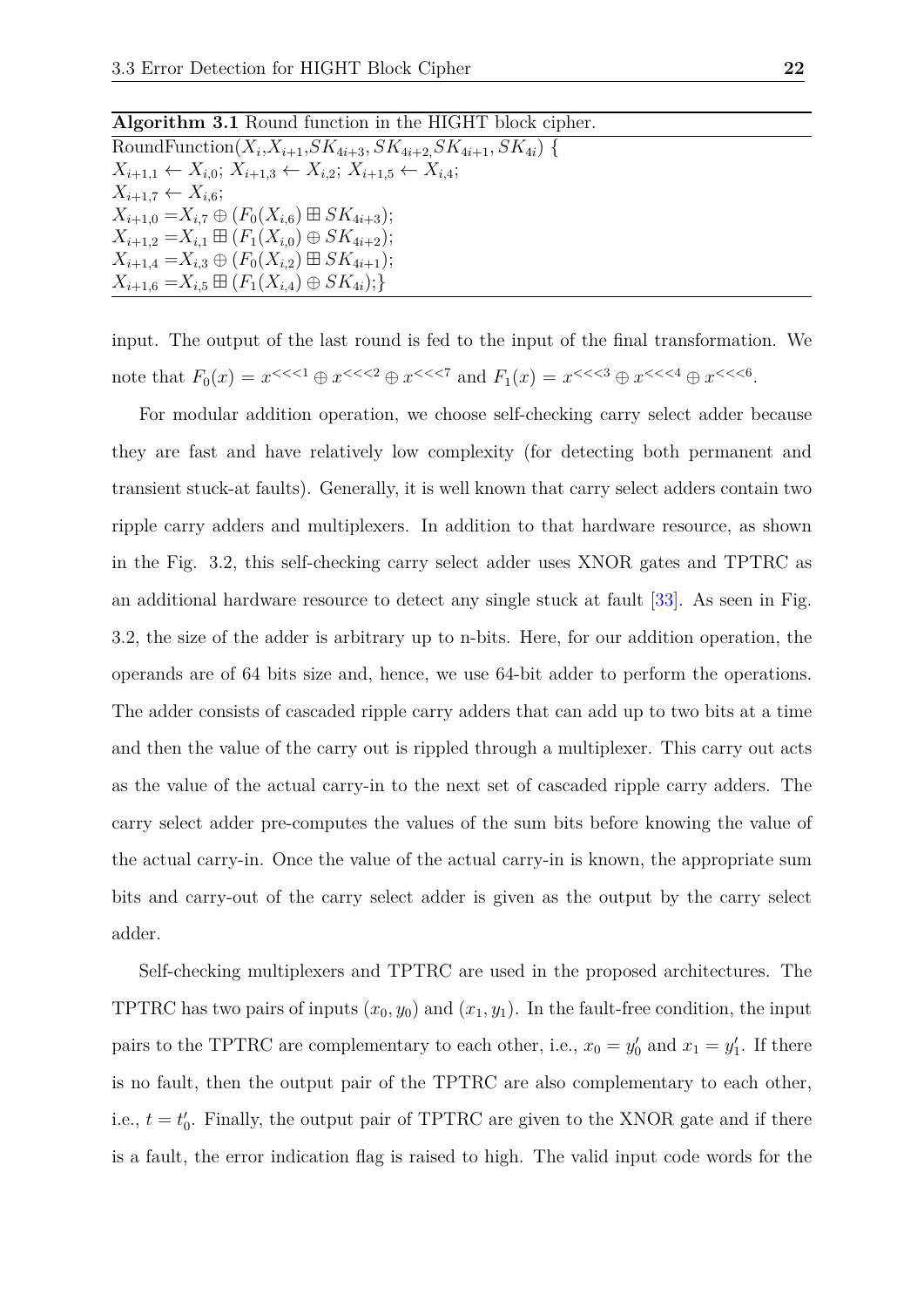**Algorithm 3.1** Round function in the HIGHT block cipher.

RoundFunction($X_i$,$X_{i+1}$,$SK_{4i+3}$, $SK_{4i+2}$,$SK_{4i+1}$, $SK_{4i}$) {
$X_{i+1,1} \leftarrow X_{i,0}$; $X_{i+1,3} \leftarrow X_{i,2}$; $X_{i+1,5} \leftarrow X_{i,4}$;
$X_{i+1,7} \leftarrow X_{i,6}$;
$X_{i+1,0} = X_{i,7} \oplus (F_0(X_{i,6}) \boxplus SK_{4i+3})$;
$X_{i+1,2} = X_{i,1} \boxplus (F_1(X_{i,0}) \oplus SK_{4i+2})$;
$X_{i+1,4} = X_{i,3} \oplus (F_0(X_{i,2}) \boxplus SK_{4i+1})$;
$X_{i+1,6} = X_{i,5} \boxplus (F_1(X_{i,4}) \oplus SK_{4i})$;}

input. The output of the last round is fed to the input of the final transformation. We note that $F_0(x) = x^{<<<1} \oplus x^{<<<2} \oplus x^{<<<7}$ and $F_1(x) = x^{<<<3} \oplus x^{<<<4} \oplus x^{<<<6}$.

For modular addition operation, we choose self-checking carry select adder because they are fast and have relatively low complexity (for detecting both permanent and transient stuck-at faults). Generally, it is well known that carry select adders contain two ripple carry adders and multiplexers. In addition to that hardware resource, as shown in the Fig. 3.2, this self-checking carry select adder uses XNOR gates and TPTRC as an additional hardware resource to detect any single stuck at fault [33]. As seen in Fig. 3.2, the size of the adder is arbitrary up to n-bits. Here, for our addition operation, the operands are of 64 bits size and, hence, we use 64-bit adder to perform the operations. The adder consists of cascaded ripple carry adders that can add up to two bits at a time and then the value of the carry out is rippled through a multiplexer. This carry out acts as the value of the actual carry-in to the next set of cascaded ripple carry adders. The carry select adder pre-computes the values of the sum bits before knowing the value of the actual carry-in. Once the value of the actual carry-in is known, the appropriate sum bits and carry-out of the carry select adder is given as the output by the carry select adder.

Self-checking multiplexers and TPTRC are used in the proposed architectures. The TPTRC has two pairs of inputs $(x_0, y_0)$ and $(x_1, y_1)$. In the fault-free condition, the input pairs to the TPTRC are complementary to each other, i.e., $x_0 = y_0'$ and $x_1 = y_1'$. If there is no fault, then the output pair of the TPTRC are also complementary to each other, i.e., $t = t_0'$. Finally, the output pair of TPTRC are given to the XNOR gate and if there is a fault, the error indication flag is raised to high. The valid input code words for the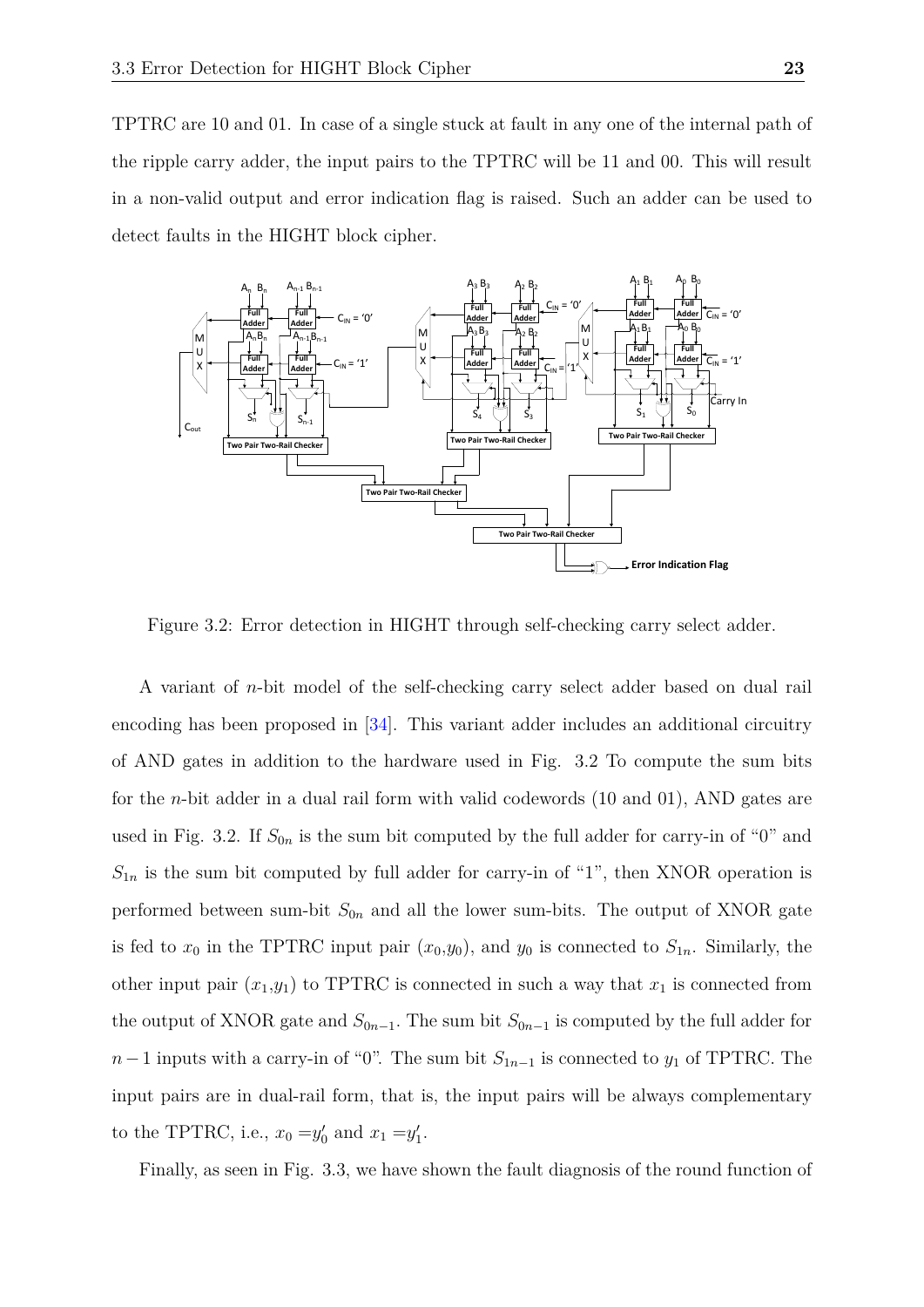TPTRC are 10 and 01. In case of a single stuck at fault in any one of the internal path of the ripple carry adder, the input pairs to the TPTRC will be 11 and 00. This will result in a non-valid output and error indication flag is raised. Such an adder can be used to detect faults in the HIGHT block cipher.

Figure 3.2: Error detection in HIGHT through self-checking carry select adder.

A variant of $n$-bit model of the self-checking carry select adder based on dual rail encoding has been proposed in [34]. This variant adder includes an additional circuitry of AND gates in addition to the hardware used in Fig. 3.2 To compute the sum bits for the $n$-bit adder in a dual rail form with valid codewords (10 and 01), AND gates are used in Fig. 3.2. If $S_{0n}$ is the sum bit computed by the full adder for carry-in of "0" and $S_{1n}$ is the sum bit computed by full adder for carry-in of "1", then XNOR operation is performed between sum-bit $S_{0n}$ and all the lower sum-bits. The output of XNOR gate is fed to $x_0$ in the TPTRC input pair ($x_0$,$y_0$), and $y_0$ is connected to $S_{1n}$. Similarly, the other input pair ($x_1$,$y_1$) to TPTRC is connected in such a way that $x_1$ is connected from the output of XNOR gate and $S_{0n-1}$. The sum bit $S_{0n-1}$ is computed by the full adder for $n-1$ inputs with a carry-in of "0". The sum bit $S_{1n-1}$ is connected to $y_1$ of TPTRC. The input pairs are in dual-rail form, that is, the input pairs will be always complementary to the TPTRC, i.e., $x_0 = y_0'$ and $x_1 = y_1'$.

Finally, as seen in Fig. 3.3, we have shown the fault diagnosis of the round function of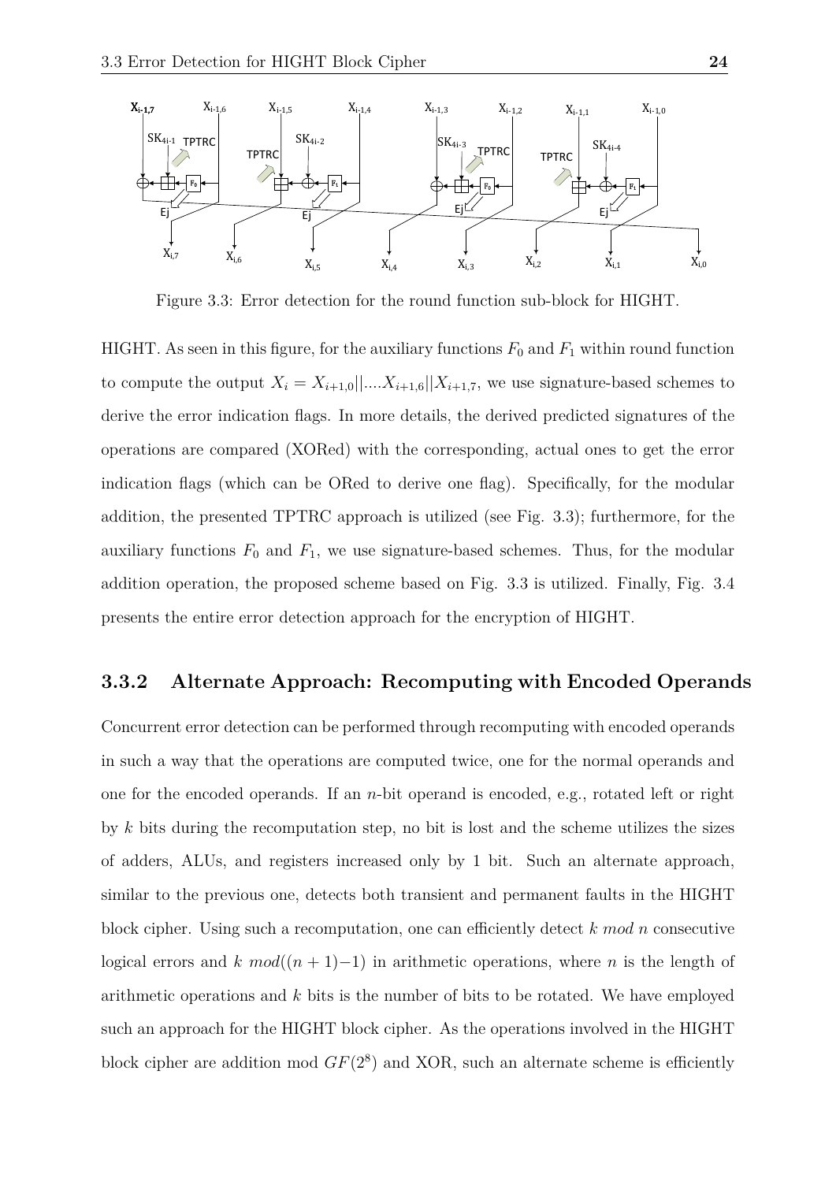Figure 3.3: Error detection for the round function sub-block for HIGHT.

HIGHT. As seen in this figure, for the auxiliary functions $F_0$ and $F_1$ within round function to compute the output $X_i = X_{i+1,0}||....X_{i+1,6}||X_{i+1,7}$, we use signature-based schemes to derive the error indication flags. In more details, the derived predicted signatures of the operations are compared (XORed) with the corresponding, actual ones to get the error indication flags (which can be ORed to derive one flag). Specifically, for the modular addition, the presented TPTRC approach is utilized (see Fig. 3.3); furthermore, for the auxiliary functions $F_0$ and $F_1$, we use signature-based schemes. Thus, for the modular addition operation, the proposed scheme based on Fig. 3.3 is utilized. Finally, Fig. 3.4 presents the entire error detection approach for the encryption of HIGHT.

### 3.3.2 Alternate Approach: Recomputing with Encoded Operands

Concurrent error detection can be performed through recomputing with encoded operands in such a way that the operations are computed twice, one for the normal operands and one for the encoded operands. If an $n$-bit operand is encoded, e.g., rotated left or right by $k$ bits during the recomputation step, no bit is lost and the scheme utilizes the sizes of adders, ALUs, and registers increased only by 1 bit. Such an alternate approach, similar to the previous one, detects both transient and permanent faults in the HIGHT block cipher. Using such a recomputation, one can efficiently detect $k \; mod \; n$ consecutive logical errors and $k \; mod((n+1)-1)$ in arithmetic operations, where $n$ is the length of arithmetic operations and $k$ bits is the number of bits to be rotated. We have employed such an approach for the HIGHT block cipher. As the operations involved in the HIGHT block cipher are addition mod $GF(2^8)$ and XOR, such an alternate scheme is efficiently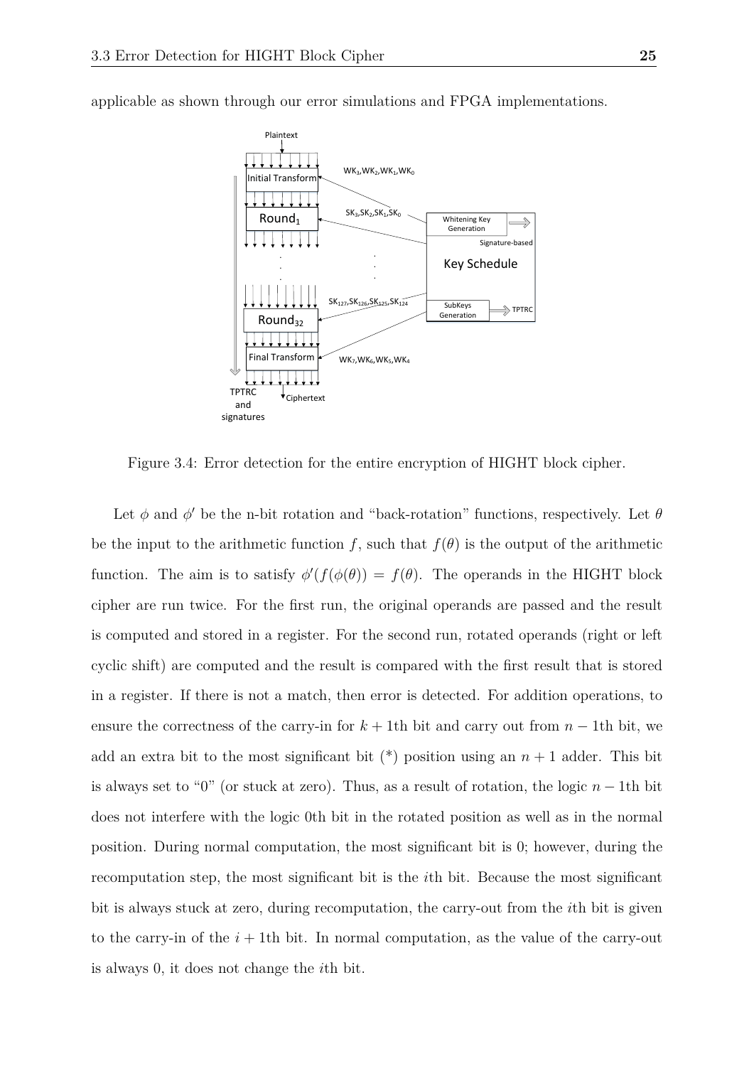applicable as shown through our error simulations and FPGA implementations.

Figure 3.4: Error detection for the entire encryption of HIGHT block cipher.

Let $\phi$ and $\phi'$ be the n-bit rotation and "back-rotation" functions, respectively. Let $\theta$ be the input to the arithmetic function $f$, such that $f(\theta)$ is the output of the arithmetic function. The aim is to satisfy $\phi'(f(\phi(\theta)) = f(\theta)$. The operands in the HIGHT block cipher are run twice. For the first run, the original operands are passed and the result is computed and stored in a register. For the second run, rotated operands (right or left cyclic shift) are computed and the result is compared with the first result that is stored in a register. If there is not a match, then error is detected. For addition operations, to ensure the correctness of the carry-in for $k+1$th bit and carry out from $n-1$th bit, we add an extra bit to the most significant bit (*) position using an $n+1$ adder. This bit is always set to "0" (or stuck at zero). Thus, as a result of rotation, the logic $n-1$th bit does not interfere with the logic 0th bit in the rotated position as well as in the normal position. During normal computation, the most significant bit is 0; however, during the recomputation step, the most significant bit is the $i$th bit. Because the most significant bit is always stuck at zero, during recomputation, the carry-out from the $i$th bit is given to the carry-in of the $i+1$th bit. In normal computation, as the value of the carry-out is always 0, it does not change the $i$th bit.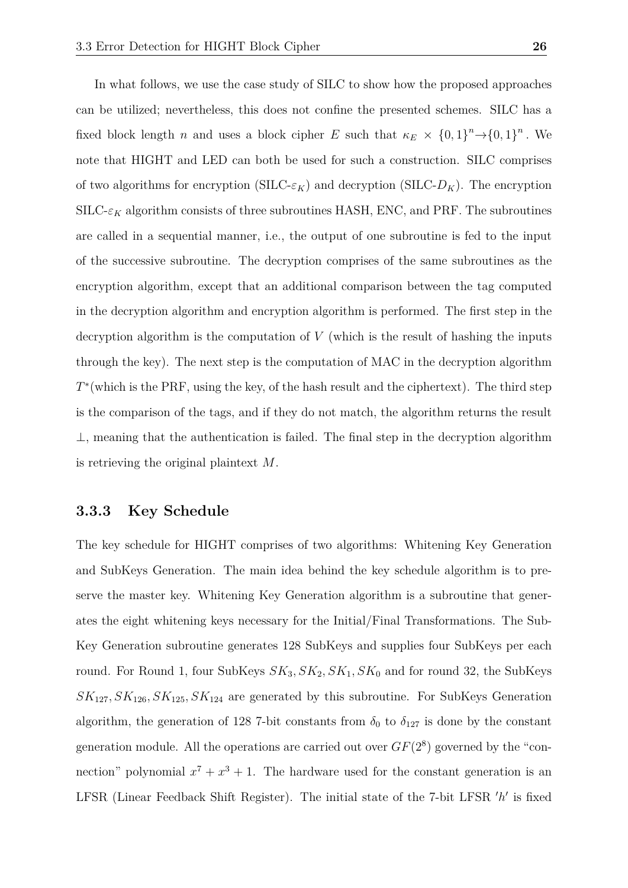In what follows, we use the case study of SILC to show how the proposed approaches can be utilized; nevertheless, this does not confine the presented schemes. SILC has a fixed block length $n$ and uses a block cipher $E$ such that $\kappa_E \times \{0,1\}^n \rightarrow \{0,1\}^n$. We note that HIGHT and LED can both be used for such a construction. SILC comprises of two algorithms for encryption (SILC-$\varepsilon_K$) and decryption (SILC-$D_K$). The encryption SILC-$\varepsilon_K$ algorithm consists of three subroutines HASH, ENC, and PRF. The subroutines are called in a sequential manner, i.e., the output of one subroutine is fed to the input of the successive subroutine. The decryption comprises of the same subroutines as the encryption algorithm, except that an additional comparison between the tag computed in the decryption algorithm and encryption algorithm is performed. The first step in the decryption algorithm is the computation of $V$ (which is the result of hashing the inputs through the key). The next step is the computation of MAC in the decryption algorithm $T^*$(which is the PRF, using the key, of the hash result and the ciphertext). The third step is the comparison of the tags, and if they do not match, the algorithm returns the result $\perp$, meaning that the authentication is failed. The final step in the decryption algorithm is retrieving the original plaintext $M$.

### 3.3.3 Key Schedule

The key schedule for HIGHT comprises of two algorithms: Whitening Key Generation and SubKeys Generation. The main idea behind the key schedule algorithm is to preserve the master key. Whitening Key Generation algorithm is a subroutine that generates the eight whitening keys necessary for the Initial/Final Transformations. The SubKey Generation subroutine generates 128 SubKeys and supplies four SubKeys per each round. For Round 1, four SubKeys $SK_3, SK_2, SK_1, SK_0$ and for round 32, the SubKeys $SK_{127}, SK_{126}, SK_{125}, SK_{124}$ are generated by this subroutine. For SubKeys Generation algorithm, the generation of 128 7-bit constants from $\delta_0$ to $\delta_{127}$ is done by the constant generation module. All the operations are carried out over $GF(2^8)$ governed by the "connection" polynomial $x^7 + x^3 + 1$. The hardware used for the constant generation is an LFSR (Linear Feedback Shift Register). The initial state of the 7-bit LFSR $'h'$ is fixed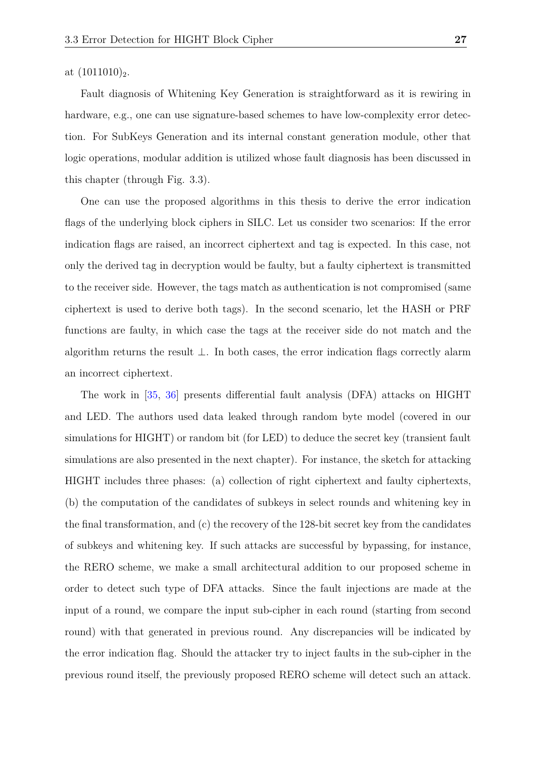at $(1011010)_2$.

Fault diagnosis of Whitening Key Generation is straightforward as it is rewiring in hardware, e.g., one can use signature-based schemes to have low-complexity error detection. For SubKeys Generation and its internal constant generation module, other that logic operations, modular addition is utilized whose fault diagnosis has been discussed in this chapter (through Fig. 3.3).

One can use the proposed algorithms in this thesis to derive the error indication flags of the underlying block ciphers in SILC. Let us consider two scenarios: If the error indication flags are raised, an incorrect ciphertext and tag is expected. In this case, not only the derived tag in decryption would be faulty, but a faulty ciphertext is transmitted to the receiver side. However, the tags match as authentication is not compromised (same ciphertext is used to derive both tags). In the second scenario, let the HASH or PRF functions are faulty, in which case the tags at the receiver side do not match and the algorithm returns the result $\perp$. In both cases, the error indication flags correctly alarm an incorrect ciphertext.

The work in [35, 36] presents differential fault analysis (DFA) attacks on HIGHT and LED. The authors used data leaked through random byte model (covered in our simulations for HIGHT) or random bit (for LED) to deduce the secret key (transient fault simulations are also presented in the next chapter). For instance, the sketch for attacking HIGHT includes three phases: (a) collection of right ciphertext and faulty ciphertexts, (b) the computation of the candidates of subkeys in select rounds and whitening key in the final transformation, and (c) the recovery of the 128-bit secret key from the candidates of subkeys and whitening key. If such attacks are successful by bypassing, for instance, the RERO scheme, we make a small architectural addition to our proposed scheme in order to detect such type of DFA attacks. Since the fault injections are made at the input of a round, we compare the input sub-cipher in each round (starting from second round) with that generated in previous round. Any discrepancies will be indicated by the error indication flag. Should the attacker try to inject faults in the sub-cipher in the previous round itself, the previously proposed RERO scheme will detect such an attack.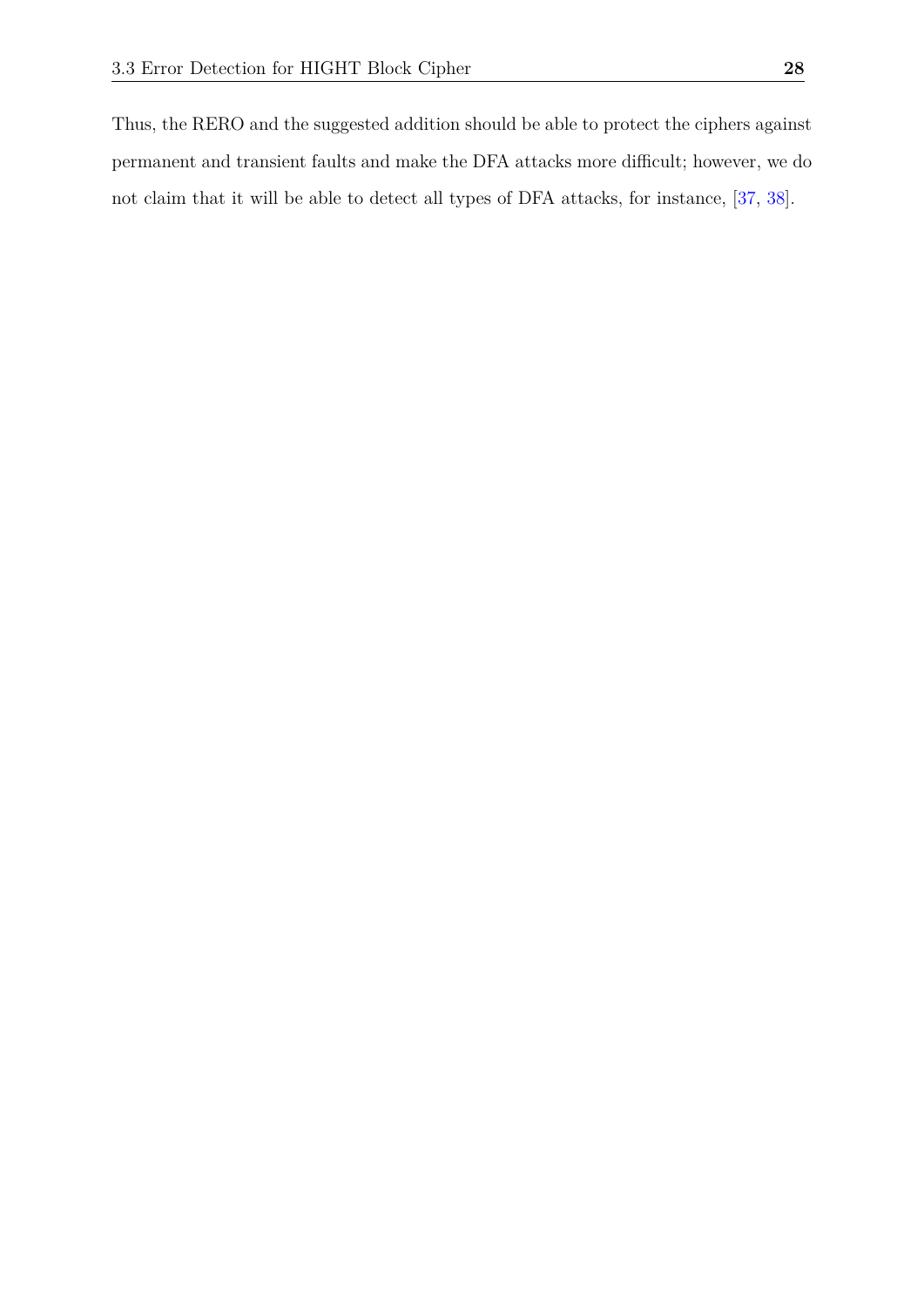Thus, the RERO and the suggested addition should be able to protect the ciphers against permanent and transient faults and make the DFA attacks more difficult; however, we do not claim that it will be able to detect all types of DFA attacks, for instance, [37, 38].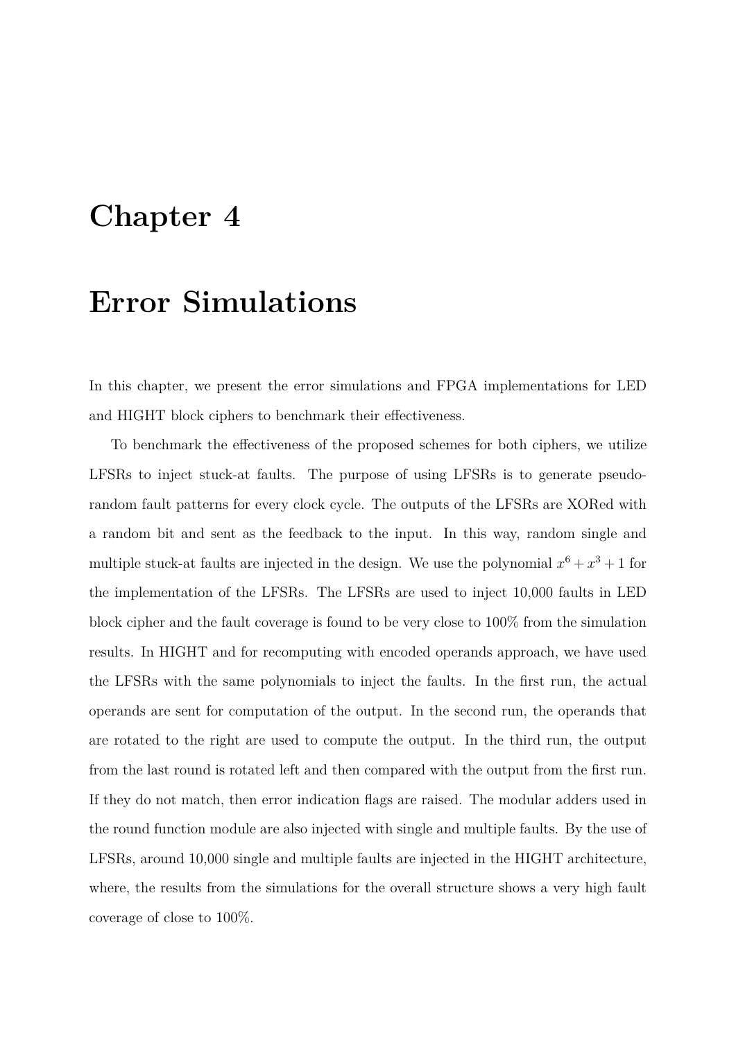# Chapter 4

# Error Simulations

In this chapter, we present the error simulations and FPGA implementations for LED and HIGHT block ciphers to benchmark their effectiveness.

To benchmark the effectiveness of the proposed schemes for both ciphers, we utilize LFSRs to inject stuck-at faults. The purpose of using LFSRs is to generate pseudo-random fault patterns for every clock cycle. The outputs of the LFSRs are XORed with a random bit and sent as the feedback to the input. In this way, random single and multiple stuck-at faults are injected in the design. We use the polynomial $x^6 + x^3 + 1$ for the implementation of the LFSRs. The LFSRs are used to inject 10,000 faults in LED block cipher and the fault coverage is found to be very close to 100% from the simulation results. In HIGHT and for recomputing with encoded operands approach, we have used the LFSRs with the same polynomials to inject the faults. In the first run, the actual operands are sent for computation of the output. In the second run, the operands that are rotated to the right are used to compute the output. In the third run, the output from the last round is rotated left and then compared with the output from the first run. If they do not match, then error indication flags are raised. The modular adders used in the round function module are also injected with single and multiple faults. By the use of LFSRs, around 10,000 single and multiple faults are injected in the HIGHT architecture, where, the results from the simulations for the overall structure shows a very high fault coverage of close to 100%.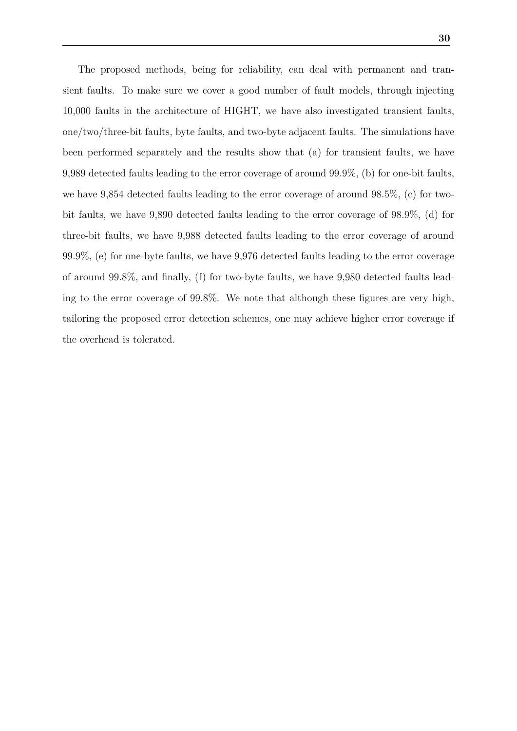The proposed methods, being for reliability, can deal with permanent and transient faults. To make sure we cover a good number of fault models, through injecting 10,000 faults in the architecture of HIGHT, we have also investigated transient faults, one/two/three-bit faults, byte faults, and two-byte adjacent faults. The simulations have been performed separately and the results show that (a) for transient faults, we have 9,989 detected faults leading to the error coverage of around 99.9%, (b) for one-bit faults, we have 9,854 detected faults leading to the error coverage of around 98.5%, (c) for two-bit faults, we have 9,890 detected faults leading to the error coverage of 98.9%, (d) for three-bit faults, we have 9,988 detected faults leading to the error coverage of around 99.9%, (e) for one-byte faults, we have 9,976 detected faults leading to the error coverage of around 99.8%, and finally, (f) for two-byte faults, we have 9,980 detected faults leading to the error coverage of 99.8%. We note that although these figures are very high, tailoring the proposed error detection schemes, one may achieve higher error coverage if the overhead is tolerated.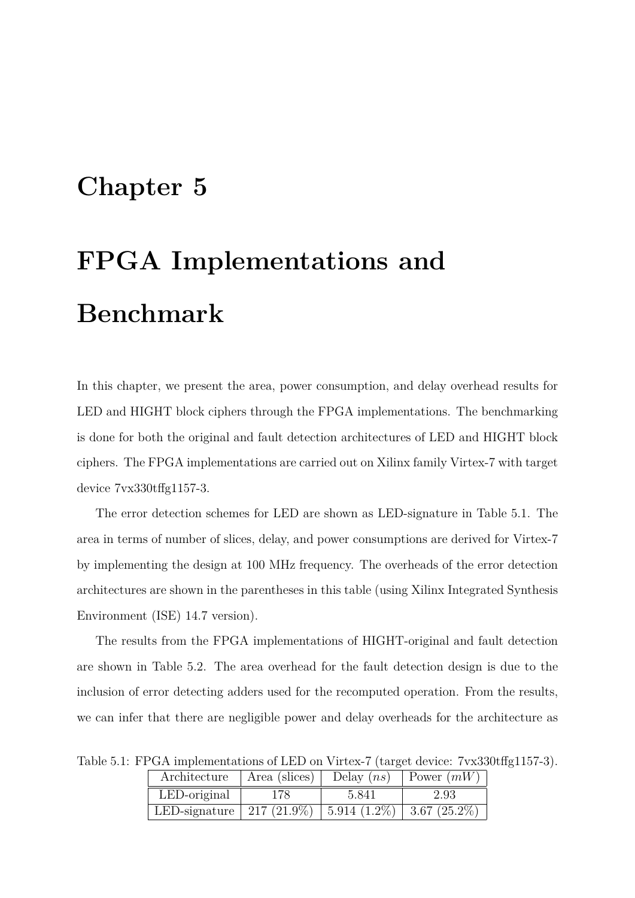# Chapter 5

# FPGA Implementations and Benchmark

In this chapter, we present the area, power consumption, and delay overhead results for LED and HIGHT block ciphers through the FPGA implementations. The benchmarking is done for both the original and fault detection architectures of LED and HIGHT block ciphers. The FPGA implementations are carried out on Xilinx family Virtex-7 with target device 7vx330tffg1157-3.

The error detection schemes for LED are shown as LED-signature in Table 5.1. The area in terms of number of slices, delay, and power consumptions are derived for Virtex-7 by implementing the design at 100 MHz frequency. The overheads of the error detection architectures are shown in the parentheses in this table (using Xilinx Integrated Synthesis Environment (ISE) 14.7 version).

The results from the FPGA implementations of HIGHT-original and fault detection are shown in Table 5.2. The area overhead for the fault detection design is due to the inclusion of error detecting adders used for the recomputed operation. From the results, we can infer that there are negligible power and delay overheads for the architecture as

Table 5.1: FPGA implementations of LED on Virtex-7 (target device: 7vx330tffg1157-3).

| Architecture | Area (slices) | Delay ($ns$) | Power ($mW$) |
|---|---|---|---|
| LED-original | 178 | 5.841 | 2.93 |
| LED-signature | 217 (21.9%) | 5.914 (1.2%) | 3.67 (25.2%) |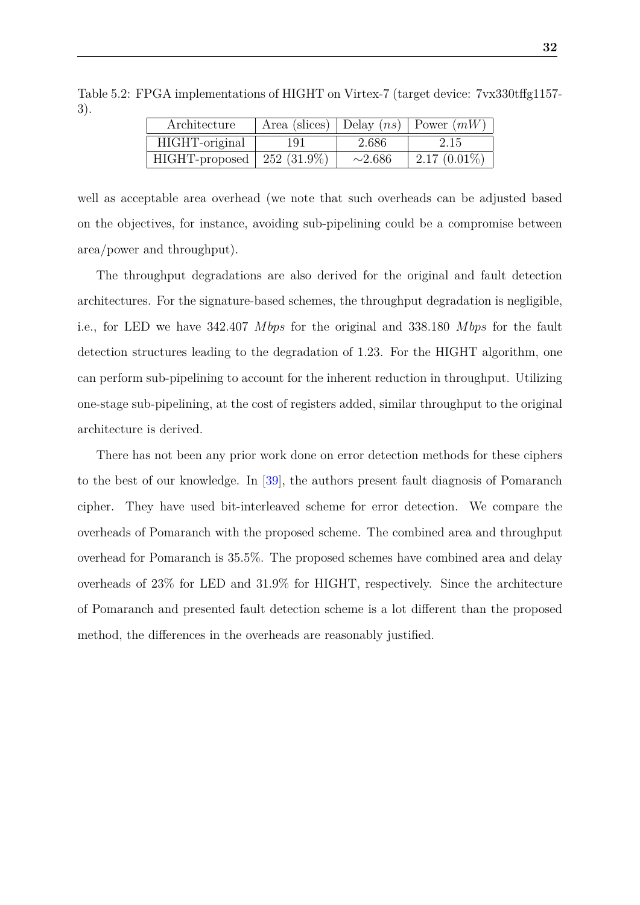Table 5.2: FPGA implementations of HIGHT on Virtex-7 (target device: 7vx330tffg1157-3).

| Architecture | Area (slices) | Delay ($ns$) | Power ($mW$) |
|---|---|---|---|
| HIGHT-original | 191 | 2.686 | 2.15 |
| HIGHT-proposed | 252 (31.9%) | ∼2.686 | 2.17 (0.01%) |

well as acceptable area overhead (we note that such overheads can be adjusted based on the objectives, for instance, avoiding sub-pipelining could be a compromise between area/power and throughput).

The throughput degradations are also derived for the original and fault detection architectures. For the signature-based schemes, the throughput degradation is negligible, i.e., for LED we have 342.407 *Mbps* for the original and 338.180 *Mbps* for the fault detection structures leading to the degradation of 1.23. For the HIGHT algorithm, one can perform sub-pipelining to account for the inherent reduction in throughput. Utilizing one-stage sub-pipelining, at the cost of registers added, similar throughput to the original architecture is derived.

There has not been any prior work done on error detection methods for these ciphers to the best of our knowledge. In [39], the authors present fault diagnosis of Pomaranch cipher. They have used bit-interleaved scheme for error detection. We compare the overheads of Pomaranch with the proposed scheme. The combined area and throughput overhead for Pomaranch is 35.5%. The proposed schemes have combined area and delay overheads of 23% for LED and 31.9% for HIGHT, respectively. Since the architecture of Pomaranch and presented fault detection scheme is a lot different than the proposed method, the differences in the overheads are reasonably justified.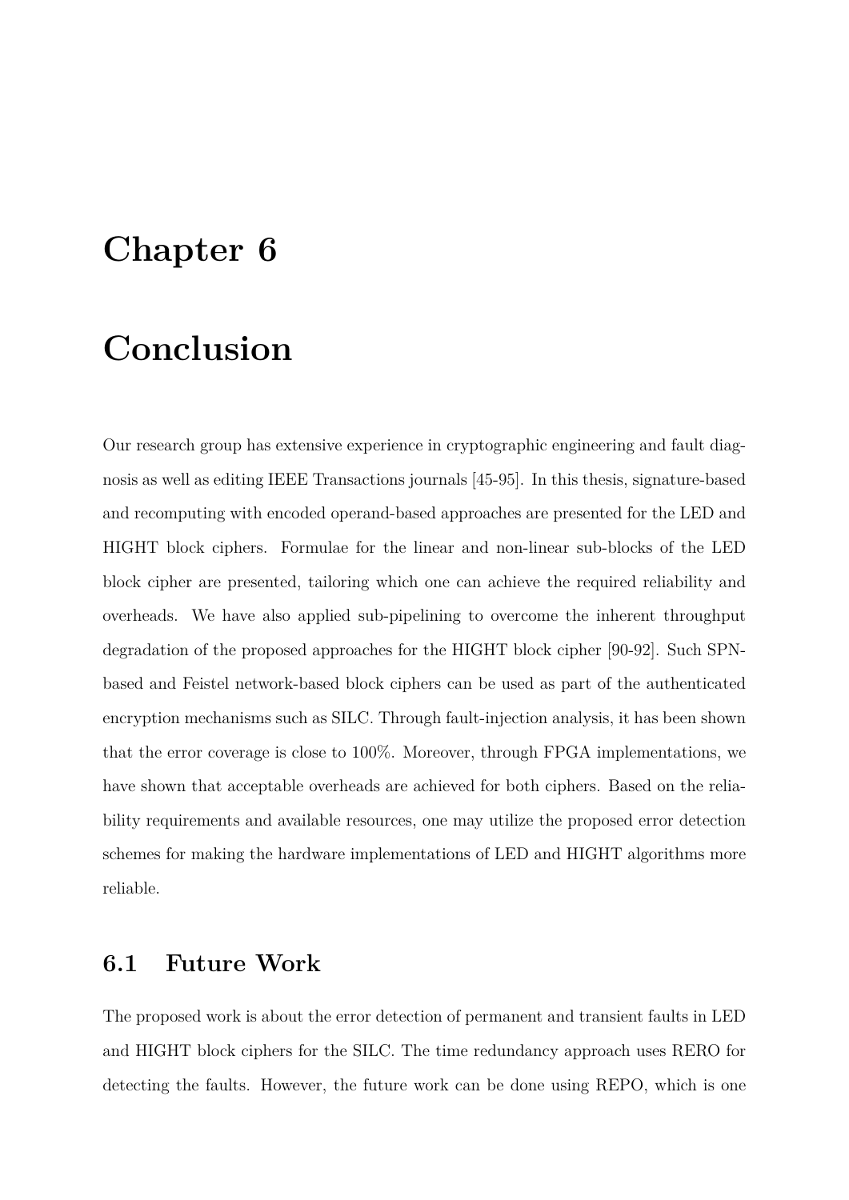# Chapter 6

# Conclusion

Our research group has extensive experience in cryptographic engineering and fault diagnosis as well as editing IEEE Transactions journals [45-95]. In this thesis, signature-based and recomputing with encoded operand-based approaches are presented for the LED and HIGHT block ciphers. Formulae for the linear and non-linear sub-blocks of the LED block cipher are presented, tailoring which one can achieve the required reliability and overheads. We have also applied sub-pipelining to overcome the inherent throughput degradation of the proposed approaches for the HIGHT block cipher [90-92]. Such SPN-based and Feistel network-based block ciphers can be used as part of the authenticated encryption mechanisms such as SILC. Through fault-injection analysis, it has been shown that the error coverage is close to 100%. Moreover, through FPGA implementations, we have shown that acceptable overheads are achieved for both ciphers. Based on the reliability requirements and available resources, one may utilize the proposed error detection schemes for making the hardware implementations of LED and HIGHT algorithms more reliable.

## 6.1 Future Work

The proposed work is about the error detection of permanent and transient faults in LED and HIGHT block ciphers for the SILC. The time redundancy approach uses RERO for detecting the faults. However, the future work can be done using REPO, which is one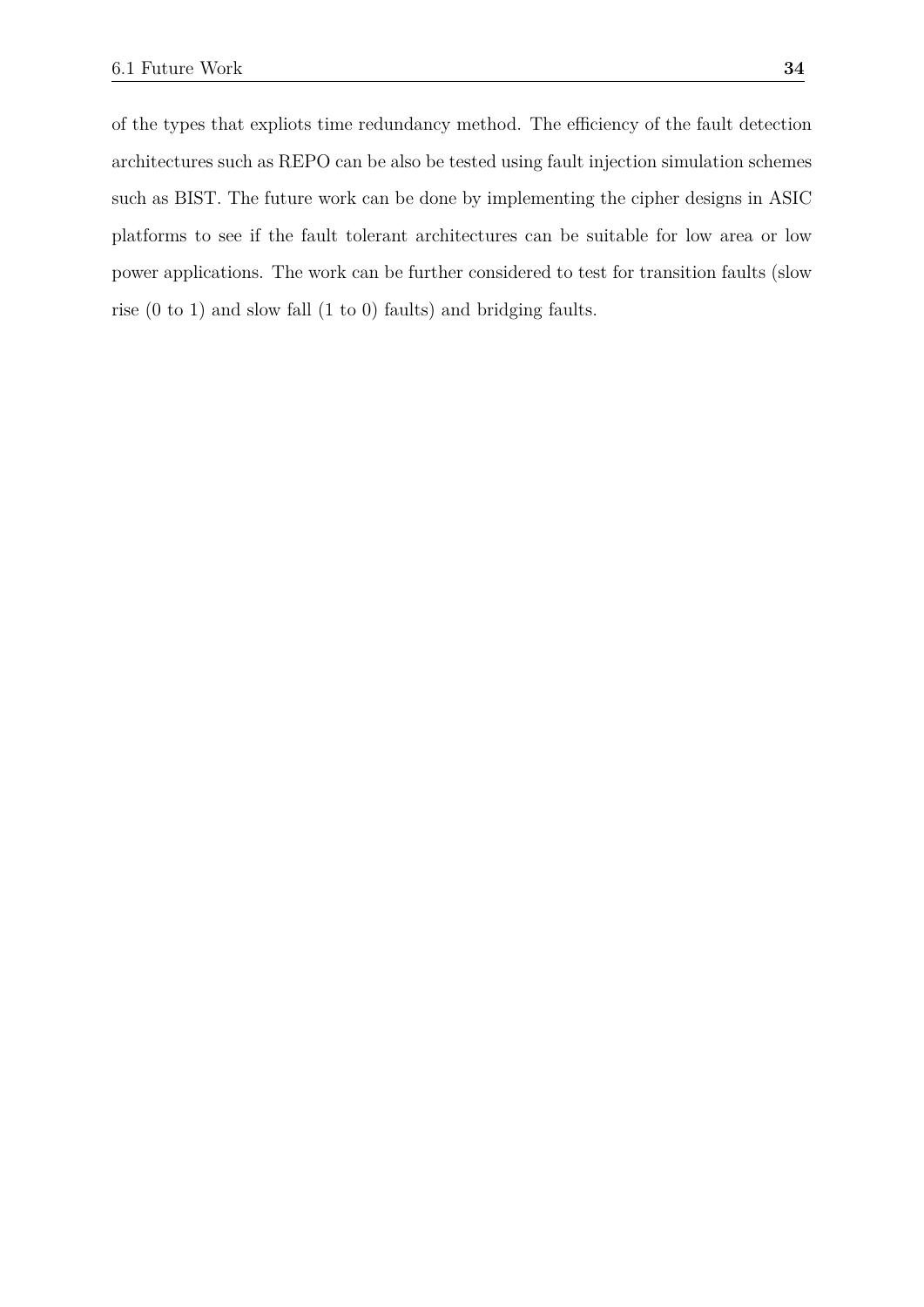of the types that expliots time redundancy method. The efficiency of the fault detection architectures such as REPO can be also be tested using fault injection simulation schemes such as BIST. The future work can be done by implementing the cipher designs in ASIC platforms to see if the fault tolerant architectures can be suitable for low area or low power applications. The work can be further considered to test for transition faults (slow rise (0 to 1) and slow fall (1 to 0) faults) and bridging faults.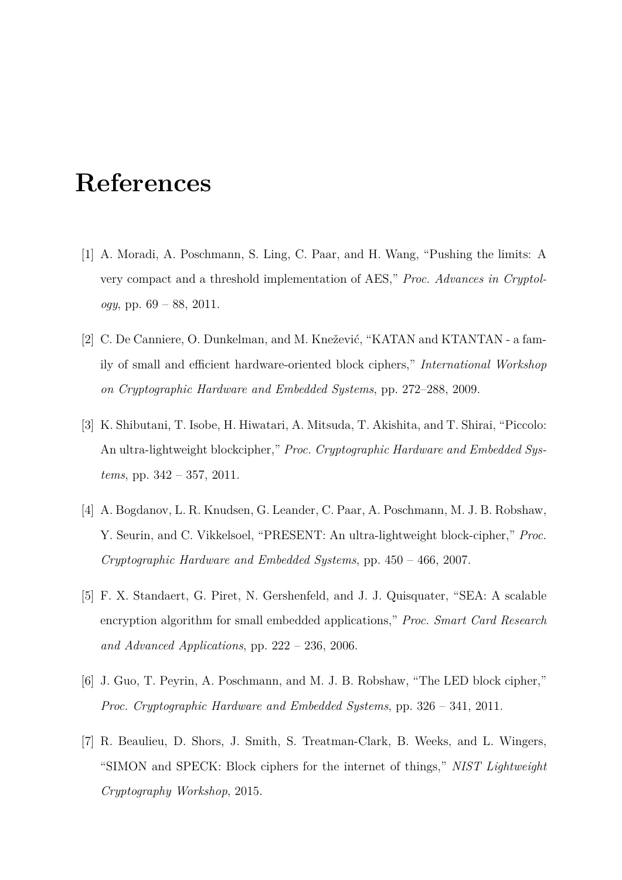# References

[1] A. Moradi, A. Poschmann, S. Ling, C. Paar, and H. Wang, "Pushing the limits: A very compact and a threshold implementation of AES," *Proc. Advances in Cryptology*, pp. 69 – 88, 2011.

[2] C. De Canniere, O. Dunkelman, and M. Knežević, "KATAN and KTANTAN - a family of small and efficient hardware-oriented block ciphers," *International Workshop on Cryptographic Hardware and Embedded Systems*, pp. 272–288, 2009.

[3] K. Shibutani, T. Isobe, H. Hiwatari, A. Mitsuda, T. Akishita, and T. Shirai, "Piccolo: An ultra-lightweight blockcipher," *Proc. Cryptographic Hardware and Embedded Systems*, pp. 342 – 357, 2011.

[4] A. Bogdanov, L. R. Knudsen, G. Leander, C. Paar, A. Poschmann, M. J. B. Robshaw, Y. Seurin, and C. Vikkelsoel, "PRESENT: An ultra-lightweight block-cipher," *Proc. Cryptographic Hardware and Embedded Systems*, pp. 450 – 466, 2007.

[5] F. X. Standaert, G. Piret, N. Gershenfeld, and J. J. Quisquater, "SEA: A scalable encryption algorithm for small embedded applications," *Proc. Smart Card Research and Advanced Applications*, pp. 222 – 236, 2006.

[6] J. Guo, T. Peyrin, A. Poschmann, and M. J. B. Robshaw, "The LED block cipher," *Proc. Cryptographic Hardware and Embedded Systems*, pp. 326 – 341, 2011.

[7] R. Beaulieu, D. Shors, J. Smith, S. Treatman-Clark, B. Weeks, and L. Wingers, "SIMON and SPECK: Block ciphers for the internet of things," *NIST Lightweight Cryptography Workshop*, 2015.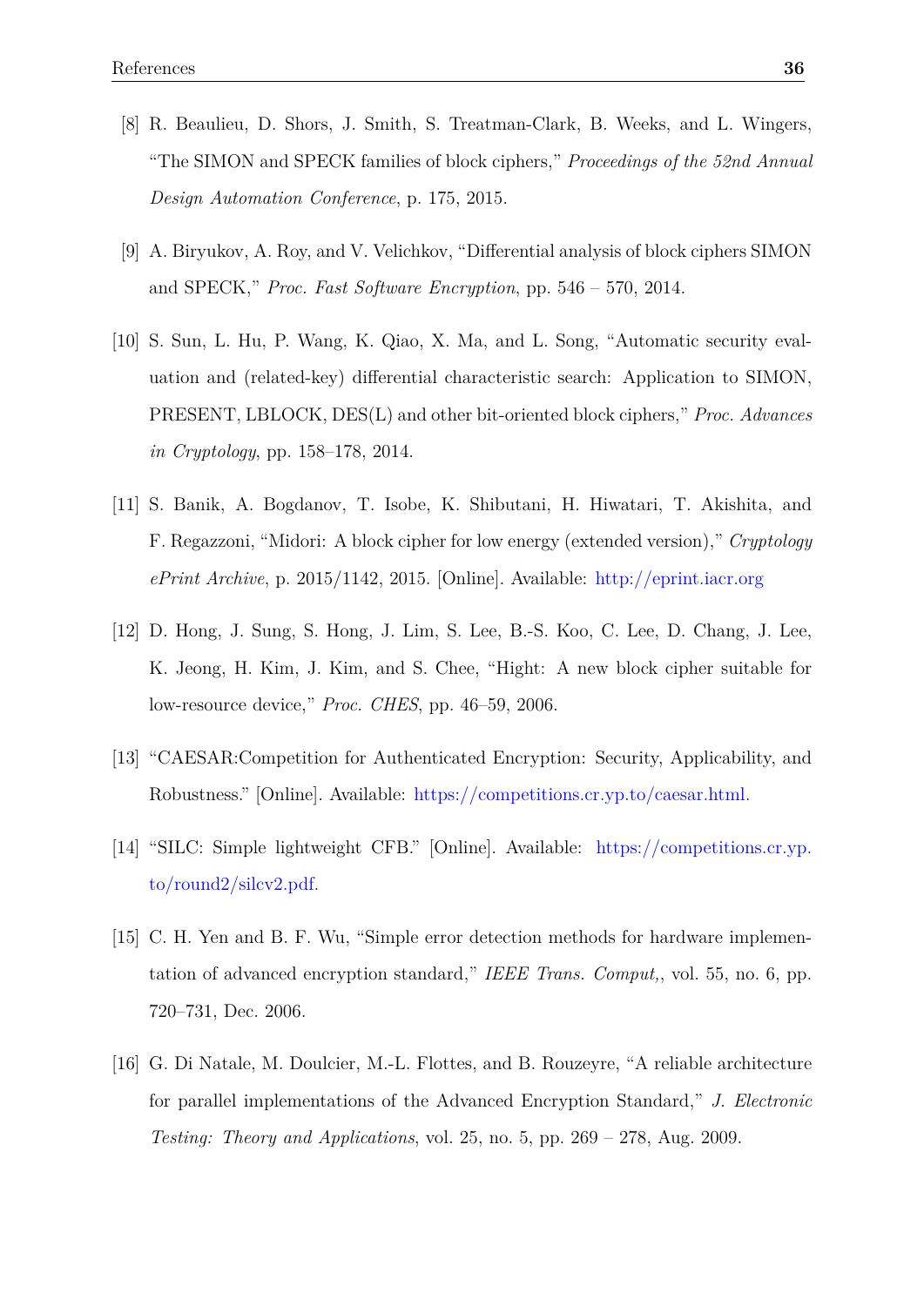[8] R. Beaulieu, D. Shors, J. Smith, S. Treatman-Clark, B. Weeks, and L. Wingers, "The SIMON and SPECK families of block ciphers," *Proceedings of the 52nd Annual Design Automation Conference*, p. 175, 2015.

[9] A. Biryukov, A. Roy, and V. Velichkov, "Differential analysis of block ciphers SIMON and SPECK," *Proc. Fast Software Encryption*, pp. 546 – 570, 2014.

[10] S. Sun, L. Hu, P. Wang, K. Qiao, X. Ma, and L. Song, "Automatic security evaluation and (related-key) differential characteristic search: Application to SIMON, PRESENT, LBLOCK, DES(L) and other bit-oriented block ciphers," *Proc. Advances in Cryptology*, pp. 158–178, 2014.

[11] S. Banik, A. Bogdanov, T. Isobe, K. Shibutani, H. Hiwatari, T. Akishita, and F. Regazzoni, "Midori: A block cipher for low energy (extended version)," *Cryptology ePrint Archive*, p. 2015/1142, 2015. [Online]. Available: http://eprint.iacr.org

[12] D. Hong, J. Sung, S. Hong, J. Lim, S. Lee, B.-S. Koo, C. Lee, D. Chang, J. Lee, K. Jeong, H. Kim, J. Kim, and S. Chee, "Hight: A new block cipher suitable for low-resource device," *Proc. CHES*, pp. 46–59, 2006.

[13] "CAESAR:Competition for Authenticated Encryption: Security, Applicability, and Robustness." [Online]. Available: https://competitions.cr.yp.to/caesar.html.

[14] "SILC: Simple lightweight CFB." [Online]. Available: https://competitions.cr.yp.to/round2/silcv2.pdf.

[15] C. H. Yen and B. F. Wu, "Simple error detection methods for hardware implementation of advanced encryption standard," *IEEE Trans. Comput,*, vol. 55, no. 6, pp. 720–731, Dec. 2006.

[16] G. Di Natale, M. Doulcier, M.-L. Flottes, and B. Rouzeyre, "A reliable architecture for parallel implementations of the Advanced Encryption Standard," *J. Electronic Testing: Theory and Applications*, vol. 25, no. 5, pp. 269 – 278, Aug. 2009.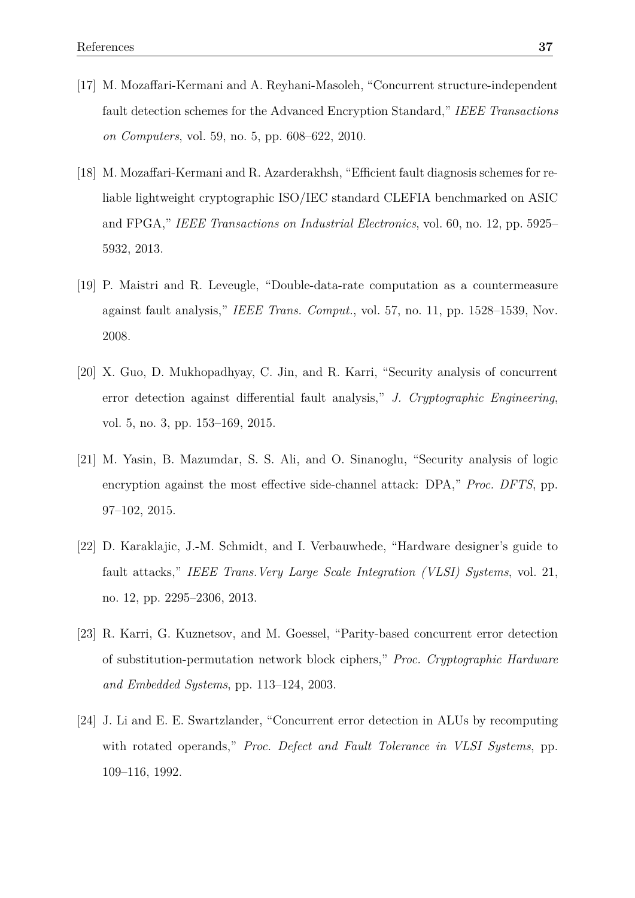[17] M. Mozaffari-Kermani and A. Reyhani-Masoleh, “Concurrent structure-independent fault detection schemes for the Advanced Encryption Standard,” *IEEE Transactions on Computers*, vol. 59, no. 5, pp. 608–622, 2010.

[18] M. Mozaffari-Kermani and R. Azarderakhsh, “Efficient fault diagnosis schemes for reliable lightweight cryptographic ISO/IEC standard CLEFIA benchmarked on ASIC and FPGA,” *IEEE Transactions on Industrial Electronics*, vol. 60, no. 12, pp. 5925–5932, 2013.

[19] P. Maistri and R. Leveugle, “Double-data-rate computation as a countermeasure against fault analysis,” *IEEE Trans. Comput.*, vol. 57, no. 11, pp. 1528–1539, Nov. 2008.

[20] X. Guo, D. Mukhopadhyay, C. Jin, and R. Karri, “Security analysis of concurrent error detection against differential fault analysis,” *J. Cryptographic Engineering*, vol. 5, no. 3, pp. 153–169, 2015.

[21] M. Yasin, B. Mazumdar, S. S. Ali, and O. Sinanoglu, “Security analysis of logic encryption against the most effective side-channel attack: DPA,” *Proc. DFTS*, pp. 97–102, 2015.

[22] D. Karaklajic, J.-M. Schmidt, and I. Verbauwhede, “Hardware designer’s guide to fault attacks,” *IEEE Trans.Very Large Scale Integration (VLSI) Systems*, vol. 21, no. 12, pp. 2295–2306, 2013.

[23] R. Karri, G. Kuznetsov, and M. Goessel, “Parity-based concurrent error detection of substitution-permutation network block ciphers,” *Proc. Cryptographic Hardware and Embedded Systems*, pp. 113–124, 2003.

[24] J. Li and E. E. Swartzlander, “Concurrent error detection in ALUs by recomputing with rotated operands,” *Proc. Defect and Fault Tolerance in VLSI Systems*, pp. 109–116, 1992.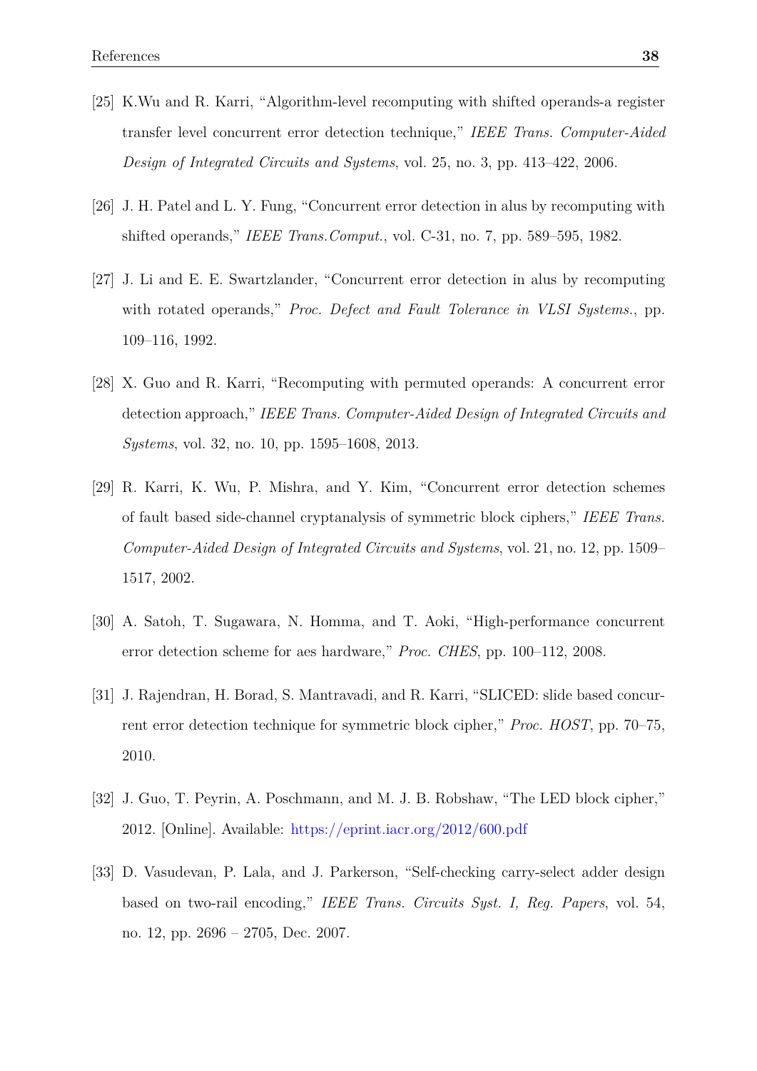[25] K.Wu and R. Karri, "Algorithm-level recomputing with shifted operands-a register transfer level concurrent error detection technique," *IEEE Trans. Computer-Aided Design of Integrated Circuits and Systems*, vol. 25, no. 3, pp. 413–422, 2006.

[26] J. H. Patel and L. Y. Fung, "Concurrent error detection in alus by recomputing with shifted operands," *IEEE Trans.Comput.*, vol. C-31, no. 7, pp. 589–595, 1982.

[27] J. Li and E. E. Swartzlander, "Concurrent error detection in alus by recomputing with rotated operands," *Proc. Defect and Fault Tolerance in VLSI Systems.*, pp. 109–116, 1992.

[28] X. Guo and R. Karri, "Recomputing with permuted operands: A concurrent error detection approach," *IEEE Trans. Computer-Aided Design of Integrated Circuits and Systems*, vol. 32, no. 10, pp. 1595–1608, 2013.

[29] R. Karri, K. Wu, P. Mishra, and Y. Kim, "Concurrent error detection schemes of fault based side-channel cryptanalysis of symmetric block ciphers," *IEEE Trans. Computer-Aided Design of Integrated Circuits and Systems*, vol. 21, no. 12, pp. 1509–1517, 2002.

[30] A. Satoh, T. Sugawara, N. Homma, and T. Aoki, "High-performance concurrent error detection scheme for aes hardware," *Proc. CHES*, pp. 100–112, 2008.

[31] J. Rajendran, H. Borad, S. Mantravadi, and R. Karri, "SLICED: slide based concurrent error detection technique for symmetric block cipher," *Proc. HOST*, pp. 70–75, 2010.

[32] J. Guo, T. Peyrin, A. Poschmann, and M. J. B. Robshaw, "The LED block cipher," 2012. [Online]. Available: https://eprint.iacr.org/2012/600.pdf

[33] D. Vasudevan, P. Lala, and J. Parkerson, "Self-checking carry-select adder design based on two-rail encoding," *IEEE Trans. Circuits Syst. I, Reg. Papers*, vol. 54, no. 12, pp. 2696 – 2705, Dec. 2007.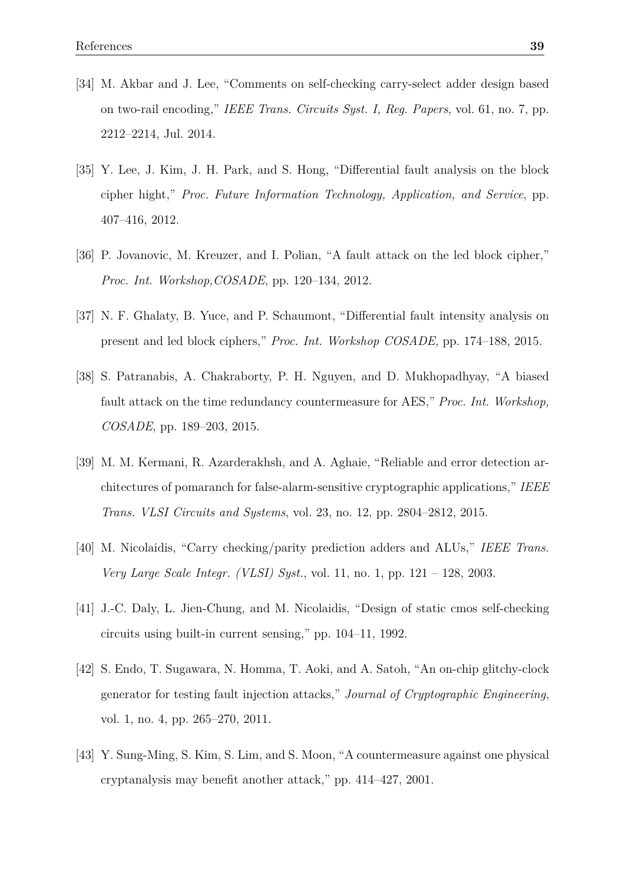[34] M. Akbar and J. Lee, "Comments on self-checking carry-select adder design based on two-rail encoding," *IEEE Trans. Circuits Syst. I, Reg. Papers*, vol. 61, no. 7, pp. 2212–2214, Jul. 2014.

[35] Y. Lee, J. Kim, J. H. Park, and S. Hong, "Differential fault analysis on the block cipher hight," *Proc. Future Information Technology, Application, and Service*, pp. 407–416, 2012.

[36] P. Jovanovic, M. Kreuzer, and I. Polian, "A fault attack on the led block cipher," *Proc. Int. Workshop,COSADE*, pp. 120–134, 2012.

[37] N. F. Ghalaty, B. Yuce, and P. Schaumont, "Differential fault intensity analysis on present and led block ciphers," *Proc. Int. Workshop COSADE*, pp. 174–188, 2015.

[38] S. Patranabis, A. Chakraborty, P. H. Nguyen, and D. Mukhopadhyay, "A biased fault attack on the time redundancy countermeasure for AES," *Proc. Int. Workshop, COSADE*, pp. 189–203, 2015.

[39] M. M. Kermani, R. Azarderakhsh, and A. Aghaie, "Reliable and error detection architectures of pomaranch for false-alarm-sensitive cryptographic applications," *IEEE Trans. VLSI Circuits and Systems*, vol. 23, no. 12, pp. 2804–2812, 2015.

[40] M. Nicolaidis, "Carry checking/parity prediction adders and ALUs," *IEEE Trans. Very Large Scale Integr. (VLSI) Syst.*, vol. 11, no. 1, pp. 121 – 128, 2003.

[41] J.-C. Daly, L. Jien-Chung, and M. Nicolaidis, "Design of static cmos self-checking circuits using built-in current sensing," pp. 104–11, 1992.

[42] S. Endo, T. Sugawara, N. Homma, T. Aoki, and A. Satoh, "An on-chip glitchy-clock generator for testing fault injection attacks," *Journal of Cryptographic Engineering*, vol. 1, no. 4, pp. 265–270, 2011.

[43] Y. Sung-Ming, S. Kim, S. Lim, and S. Moon, "A countermeasure against one physical cryptanalysis may benefit another attack," pp. 414–427, 2001.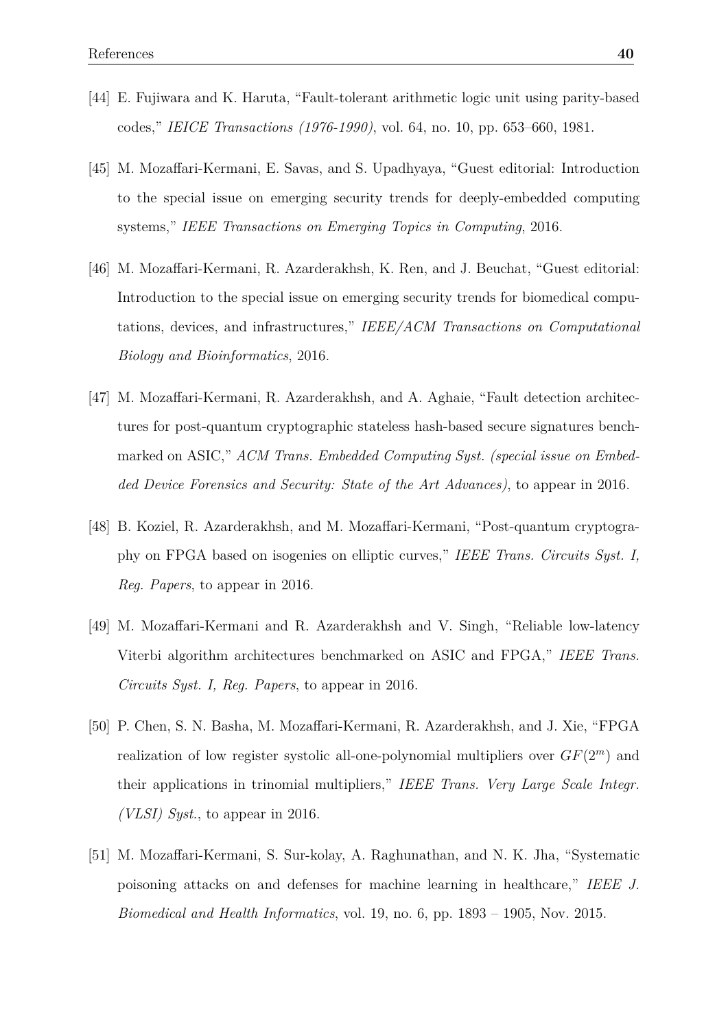[44] E. Fujiwara and K. Haruta, "Fault-tolerant arithmetic logic unit using parity-based codes," *IEICE Transactions (1976-1990)*, vol. 64, no. 10, pp. 653–660, 1981.

[45] M. Mozaffari-Kermani, E. Savas, and S. Upadhyaya, "Guest editorial: Introduction to the special issue on emerging security trends for deeply-embedded computing systems," *IEEE Transactions on Emerging Topics in Computing*, 2016.

[46] M. Mozaffari-Kermani, R. Azarderakhsh, K. Ren, and J. Beuchat, "Guest editorial: Introduction to the special issue on emerging security trends for biomedical computations, devices, and infrastructures," *IEEE/ACM Transactions on Computational Biology and Bioinformatics*, 2016.

[47] M. Mozaffari-Kermani, R. Azarderakhsh, and A. Aghaie, "Fault detection architectures for post-quantum cryptographic stateless hash-based secure signatures benchmarked on ASIC," *ACM Trans. Embedded Computing Syst. (special issue on Embedded Device Forensics and Security: State of the Art Advances)*, to appear in 2016.

[48] B. Koziel, R. Azarderakhsh, and M. Mozaffari-Kermani, "Post-quantum cryptography on FPGA based on isogenies on elliptic curves," *IEEE Trans. Circuits Syst. I, Reg. Papers*, to appear in 2016.

[49] M. Mozaffari-Kermani and R. Azarderakhsh and V. Singh, "Reliable low-latency Viterbi algorithm architectures benchmarked on ASIC and FPGA," *IEEE Trans. Circuits Syst. I, Reg. Papers*, to appear in 2016.

[50] P. Chen, S. N. Basha, M. Mozaffari-Kermani, R. Azarderakhsh, and J. Xie, "FPGA realization of low register systolic all-one-polynomial multipliers over $GF(2^m)$ and their applications in trinomial multipliers," *IEEE Trans. Very Large Scale Integr. (VLSI) Syst.*, to appear in 2016.

[51] M. Mozaffari-Kermani, S. Sur-kolay, A. Raghunathan, and N. K. Jha, "Systematic poisoning attacks on and defenses for machine learning in healthcare," *IEEE J. Biomedical and Health Informatics*, vol. 19, no. 6, pp. 1893 – 1905, Nov. 2015.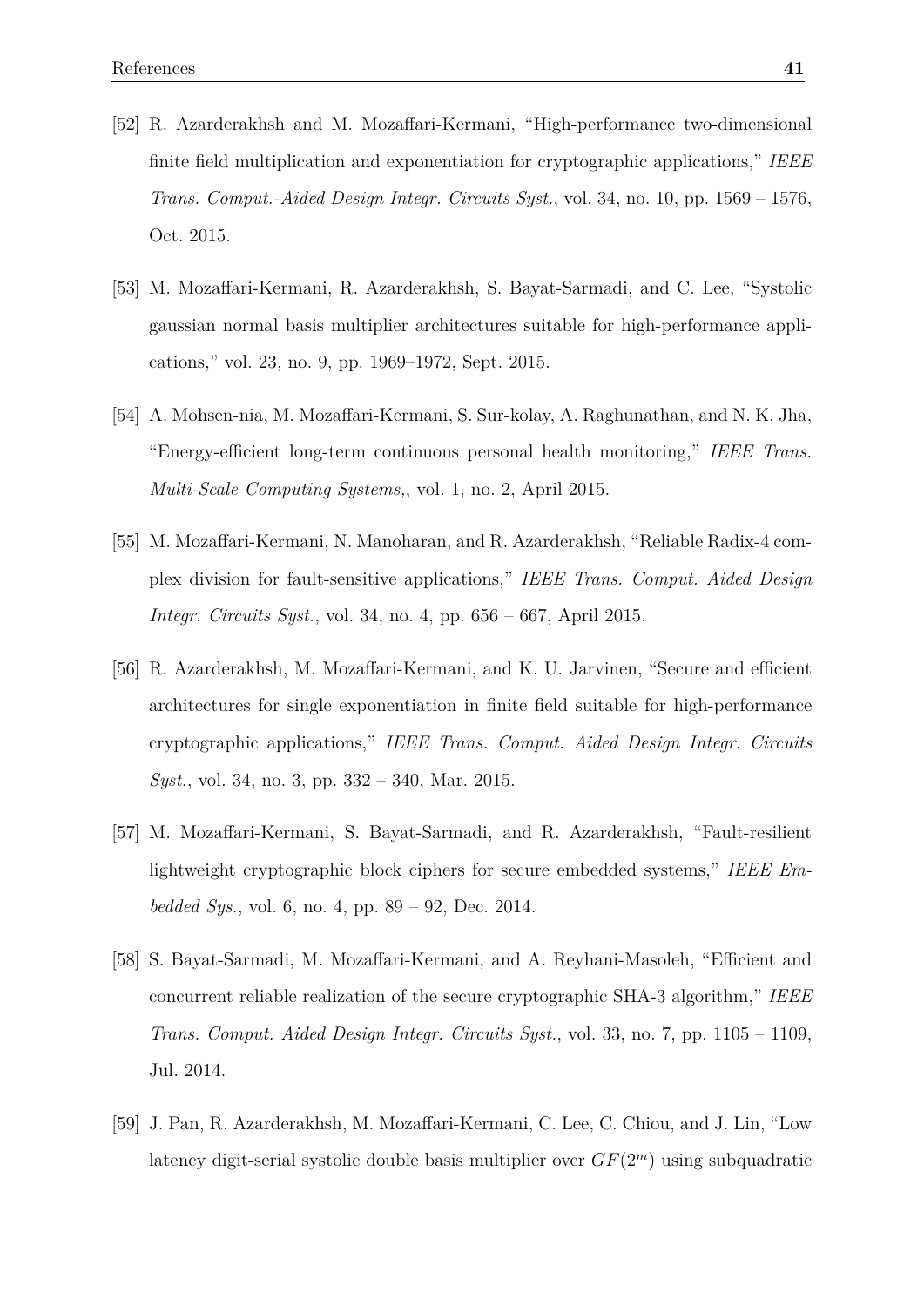[52] R. Azarderakhsh and M. Mozaffari-Kermani, "High-performance two-dimensional finite field multiplication and exponentiation for cryptographic applications," *IEEE Trans. Comput.-Aided Design Integr. Circuits Syst.*, vol. 34, no. 10, pp. 1569 – 1576, Oct. 2015.

[53] M. Mozaffari-Kermani, R. Azarderakhsh, S. Bayat-Sarmadi, and C. Lee, "Systolic gaussian normal basis multiplier architectures suitable for high-performance applications," vol. 23, no. 9, pp. 1969–1972, Sept. 2015.

[54] A. Mohsen-nia, M. Mozaffari-Kermani, S. Sur-kolay, A. Raghunathan, and N. K. Jha, "Energy-efficient long-term continuous personal health monitoring," *IEEE Trans. Multi-Scale Computing Systems,*, vol. 1, no. 2, April 2015.

[55] M. Mozaffari-Kermani, N. Manoharan, and R. Azarderakhsh, "Reliable Radix-4 complex division for fault-sensitive applications," *IEEE Trans. Comput. Aided Design Integr. Circuits Syst.*, vol. 34, no. 4, pp. 656 – 667, April 2015.

[56] R. Azarderakhsh, M. Mozaffari-Kermani, and K. U. Jarvinen, "Secure and efficient architectures for single exponentiation in finite field suitable for high-performance cryptographic applications," *IEEE Trans. Comput. Aided Design Integr. Circuits Syst.*, vol. 34, no. 3, pp. 332 – 340, Mar. 2015.

[57] M. Mozaffari-Kermani, S. Bayat-Sarmadi, and R. Azarderakhsh, "Fault-resilient lightweight cryptographic block ciphers for secure embedded systems," *IEEE Embedded Sys.*, vol. 6, no. 4, pp. 89 – 92, Dec. 2014.

[58] S. Bayat-Sarmadi, M. Mozaffari-Kermani, and A. Reyhani-Masoleh, "Efficient and concurrent reliable realization of the secure cryptographic SHA-3 algorithm," *IEEE Trans. Comput. Aided Design Integr. Circuits Syst.*, vol. 33, no. 7, pp. 1105 – 1109, Jul. 2014.

[59] J. Pan, R. Azarderakhsh, M. Mozaffari-Kermani, C. Lee, C. Chiou, and J. Lin, "Low latency digit-serial systolic double basis multiplier over $GF(2^m)$ using subquadratic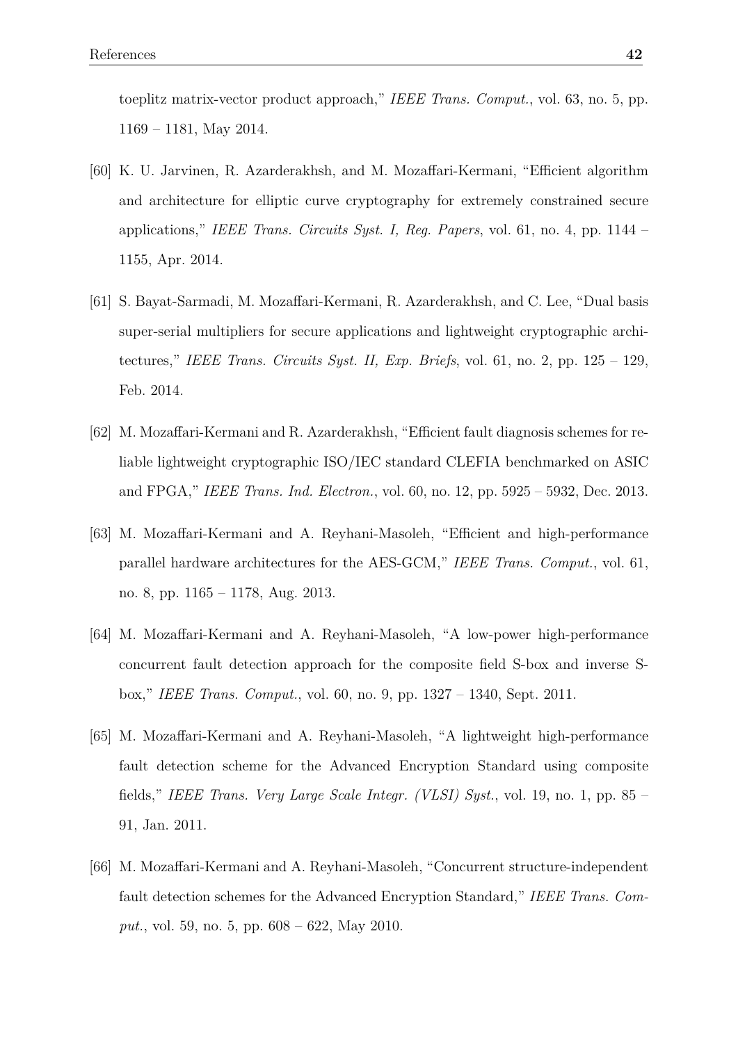toeplitz matrix-vector product approach," *IEEE Trans. Comput.*, vol. 63, no. 5, pp. 1169 – 1181, May 2014.

[60] K. U. Jarvinen, R. Azarderakhsh, and M. Mozaffari-Kermani, "Efficient algorithm and architecture for elliptic curve cryptography for extremely constrained secure applications," *IEEE Trans. Circuits Syst. I, Reg. Papers*, vol. 61, no. 4, pp. 1144 – 1155, Apr. 2014.

[61] S. Bayat-Sarmadi, M. Mozaffari-Kermani, R. Azarderakhsh, and C. Lee, "Dual basis super-serial multipliers for secure applications and lightweight cryptographic architectures," *IEEE Trans. Circuits Syst. II, Exp. Briefs*, vol. 61, no. 2, pp. 125 – 129, Feb. 2014.

[62] M. Mozaffari-Kermani and R. Azarderakhsh, "Efficient fault diagnosis schemes for reliable lightweight cryptographic ISO/IEC standard CLEFIA benchmarked on ASIC and FPGA," *IEEE Trans. Ind. Electron.*, vol. 60, no. 12, pp. 5925 – 5932, Dec. 2013.

[63] M. Mozaffari-Kermani and A. Reyhani-Masoleh, "Efficient and high-performance parallel hardware architectures for the AES-GCM," *IEEE Trans. Comput.*, vol. 61, no. 8, pp. 1165 – 1178, Aug. 2013.

[64] M. Mozaffari-Kermani and A. Reyhani-Masoleh, "A low-power high-performance concurrent fault detection approach for the composite field S-box and inverse S-box," *IEEE Trans. Comput.*, vol. 60, no. 9, pp. 1327 – 1340, Sept. 2011.

[65] M. Mozaffari-Kermani and A. Reyhani-Masoleh, "A lightweight high-performance fault detection scheme for the Advanced Encryption Standard using composite fields," *IEEE Trans. Very Large Scale Integr. (VLSI) Syst.*, vol. 19, no. 1, pp. 85 – 91, Jan. 2011.

[66] M. Mozaffari-Kermani and A. Reyhani-Masoleh, "Concurrent structure-independent fault detection schemes for the Advanced Encryption Standard," *IEEE Trans. Comput.*, vol. 59, no. 5, pp. 608 – 622, May 2010.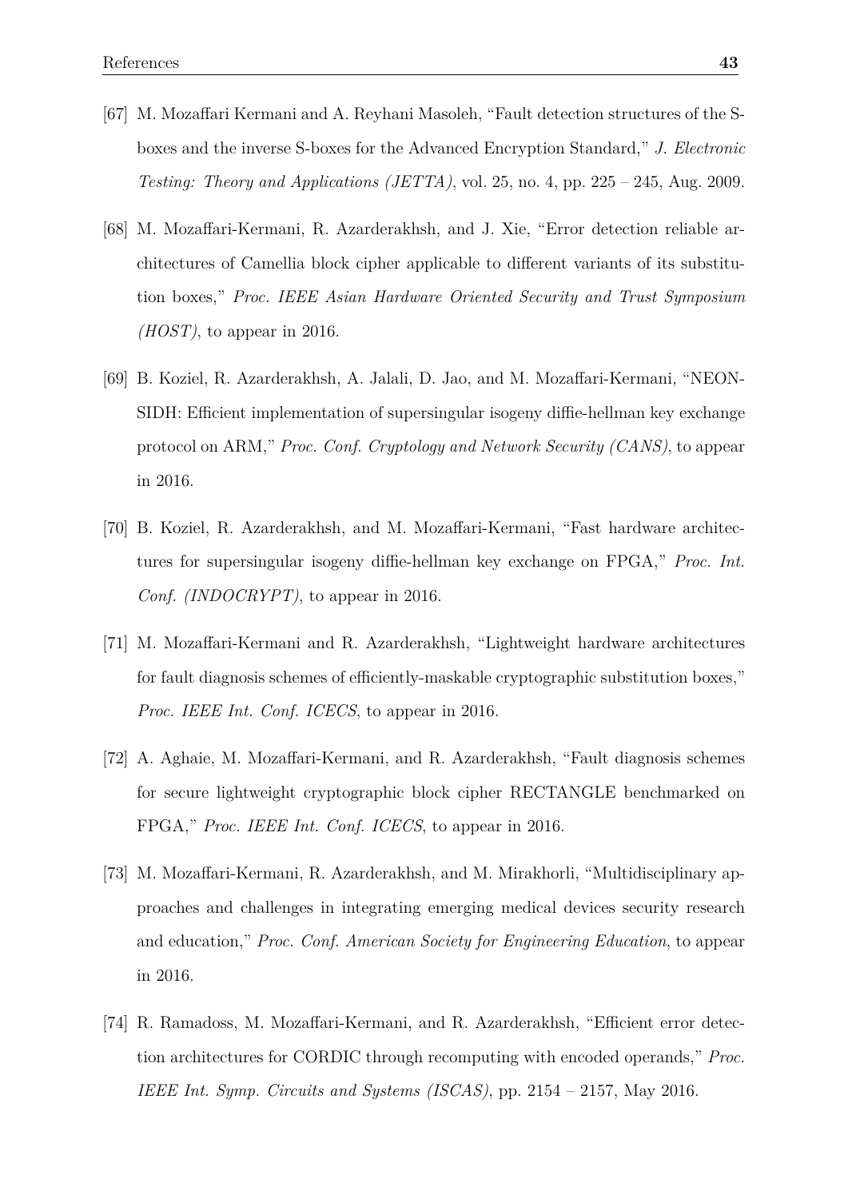[67] M. Mozaffari Kermani and A. Reyhani Masoleh, "Fault detection structures of the S-boxes and the inverse S-boxes for the Advanced Encryption Standard," *J. Electronic Testing: Theory and Applications (JETTA)*, vol. 25, no. 4, pp. 225 – 245, Aug. 2009.

[68] M. Mozaffari-Kermani, R. Azarderakhsh, and J. Xie, "Error detection reliable architectures of Camellia block cipher applicable to different variants of its substitution boxes," *Proc. IEEE Asian Hardware Oriented Security and Trust Symposium (HOST)*, to appear in 2016.

[69] B. Koziel, R. Azarderakhsh, A. Jalali, D. Jao, and M. Mozaffari-Kermani, "NEON-SIDH: Efficient implementation of supersingular isogeny diffie-hellman key exchange protocol on ARM," *Proc. Conf. Cryptology and Network Security (CANS)*, to appear in 2016.

[70] B. Koziel, R. Azarderakhsh, and M. Mozaffari-Kermani, "Fast hardware architectures for supersingular isogeny diffie-hellman key exchange on FPGA," *Proc. Int. Conf. (INDOCRYPT)*, to appear in 2016.

[71] M. Mozaffari-Kermani and R. Azarderakhsh, "Lightweight hardware architectures for fault diagnosis schemes of efficiently-maskable cryptographic substitution boxes," *Proc. IEEE Int. Conf. ICECS*, to appear in 2016.

[72] A. Aghaie, M. Mozaffari-Kermani, and R. Azarderakhsh, "Fault diagnosis schemes for secure lightweight cryptographic block cipher RECTANGLE benchmarked on FPGA," *Proc. IEEE Int. Conf. ICECS*, to appear in 2016.

[73] M. Mozaffari-Kermani, R. Azarderakhsh, and M. Mirakhorli, "Multidisciplinary approaches and challenges in integrating emerging medical devices security research and education," *Proc. Conf. American Society for Engineering Education*, to appear in 2016.

[74] R. Ramadoss, M. Mozaffari-Kermani, and R. Azarderakhsh, "Efficient error detection architectures for CORDIC through recomputing with encoded operands," *Proc. IEEE Int. Symp. Circuits and Systems (ISCAS)*, pp. 2154 – 2157, May 2016.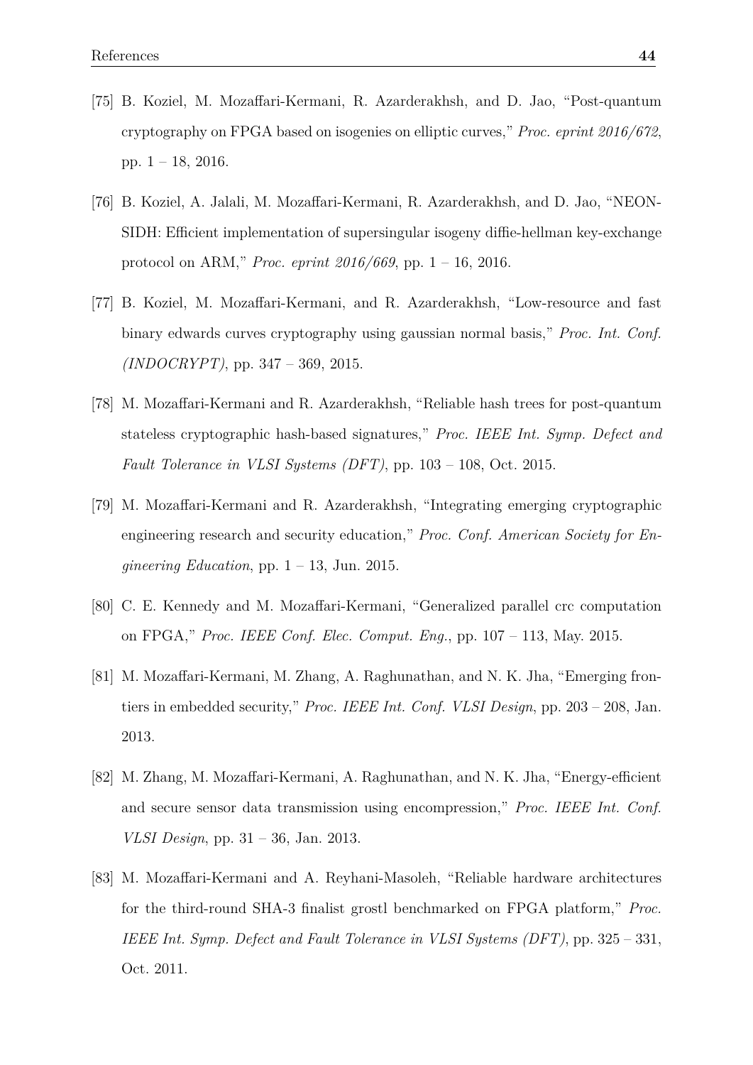[75] B. Koziel, M. Mozaffari-Kermani, R. Azarderakhsh, and D. Jao, "Post-quantum cryptography on FPGA based on isogenies on elliptic curves," *Proc. eprint 2016/672*, pp. 1 – 18, 2016.

[76] B. Koziel, A. Jalali, M. Mozaffari-Kermani, R. Azarderakhsh, and D. Jao, "NEON-SIDH: Efficient implementation of supersingular isogeny diffie-hellman key-exchange protocol on ARM," *Proc. eprint 2016/669*, pp. 1 – 16, 2016.

[77] B. Koziel, M. Mozaffari-Kermani, and R. Azarderakhsh, "Low-resource and fast binary edwards curves cryptography using gaussian normal basis," *Proc. Int. Conf. (INDOCRYPT)*, pp. 347 – 369, 2015.

[78] M. Mozaffari-Kermani and R. Azarderakhsh, "Reliable hash trees for post-quantum stateless cryptographic hash-based signatures," *Proc. IEEE Int. Symp. Defect and Fault Tolerance in VLSI Systems (DFT)*, pp. 103 – 108, Oct. 2015.

[79] M. Mozaffari-Kermani and R. Azarderakhsh, "Integrating emerging cryptographic engineering research and security education," *Proc. Conf. American Society for Engineering Education*, pp. 1 – 13, Jun. 2015.

[80] C. E. Kennedy and M. Mozaffari-Kermani, "Generalized parallel crc computation on FPGA," *Proc. IEEE Conf. Elec. Comput. Eng.*, pp. 107 – 113, May. 2015.

[81] M. Mozaffari-Kermani, M. Zhang, A. Raghunathan, and N. K. Jha, "Emerging frontiers in embedded security," *Proc. IEEE Int. Conf. VLSI Design*, pp. 203 – 208, Jan. 2013.

[82] M. Zhang, M. Mozaffari-Kermani, A. Raghunathan, and N. K. Jha, "Energy-efficient and secure sensor data transmission using encompression," *Proc. IEEE Int. Conf. VLSI Design*, pp. 31 – 36, Jan. 2013.

[83] M. Mozaffari-Kermani and A. Reyhani-Masoleh, "Reliable hardware architectures for the third-round SHA-3 finalist grostl benchmarked on FPGA platform," *Proc. IEEE Int. Symp. Defect and Fault Tolerance in VLSI Systems (DFT)*, pp. 325 – 331, Oct. 2011.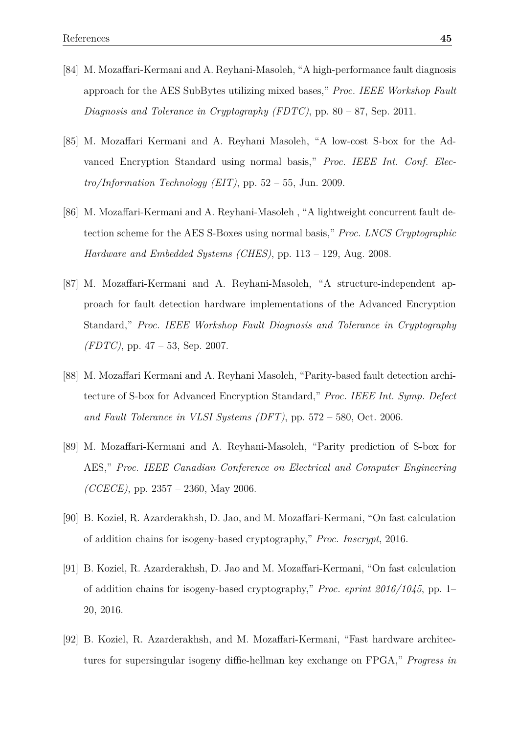[84] M. Mozaffari-Kermani and A. Reyhani-Masoleh, "A high-performance fault diagnosis approach for the AES SubBytes utilizing mixed bases," *Proc. IEEE Workshop Fault Diagnosis and Tolerance in Cryptography (FDTC)*, pp. 80 – 87, Sep. 2011.

[85] M. Mozaffari Kermani and A. Reyhani Masoleh, "A low-cost S-box for the Advanced Encryption Standard using normal basis," *Proc. IEEE Int. Conf. Electro/Information Technology (EIT)*, pp. 52 – 55, Jun. 2009.

[86] M. Mozaffari-Kermani and A. Reyhani-Masoleh , "A lightweight concurrent fault detection scheme for the AES S-Boxes using normal basis," *Proc. LNCS Cryptographic Hardware and Embedded Systems (CHES)*, pp. 113 – 129, Aug. 2008.

[87] M. Mozaffari-Kermani and A. Reyhani-Masoleh, "A structure-independent approach for fault detection hardware implementations of the Advanced Encryption Standard," *Proc. IEEE Workshop Fault Diagnosis and Tolerance in Cryptography (FDTC)*, pp. 47 – 53, Sep. 2007.

[88] M. Mozaffari Kermani and A. Reyhani Masoleh, "Parity-based fault detection architecture of S-box for Advanced Encryption Standard," *Proc. IEEE Int. Symp. Defect and Fault Tolerance in VLSI Systems (DFT)*, pp. 572 – 580, Oct. 2006.

[89] M. Mozaffari-Kermani and A. Reyhani-Masoleh, "Parity prediction of S-box for AES," *Proc. IEEE Canadian Conference on Electrical and Computer Engineering (CCECE)*, pp. 2357 – 2360, May 2006.

[90] B. Koziel, R. Azarderakhsh, D. Jao, and M. Mozaffari-Kermani, "On fast calculation of addition chains for isogeny-based cryptography," *Proc. Inscrypt*, 2016.

[91] B. Koziel, R. Azarderakhsh, D. Jao and M. Mozaffari-Kermani, "On fast calculation of addition chains for isogeny-based cryptography," *Proc. eprint 2016/1045*, pp. 1–20, 2016.

[92] B. Koziel, R. Azarderakhsh, and M. Mozaffari-Kermani, "Fast hardware architectures for supersingular isogeny diffie-hellman key exchange on FPGA," *Progress in*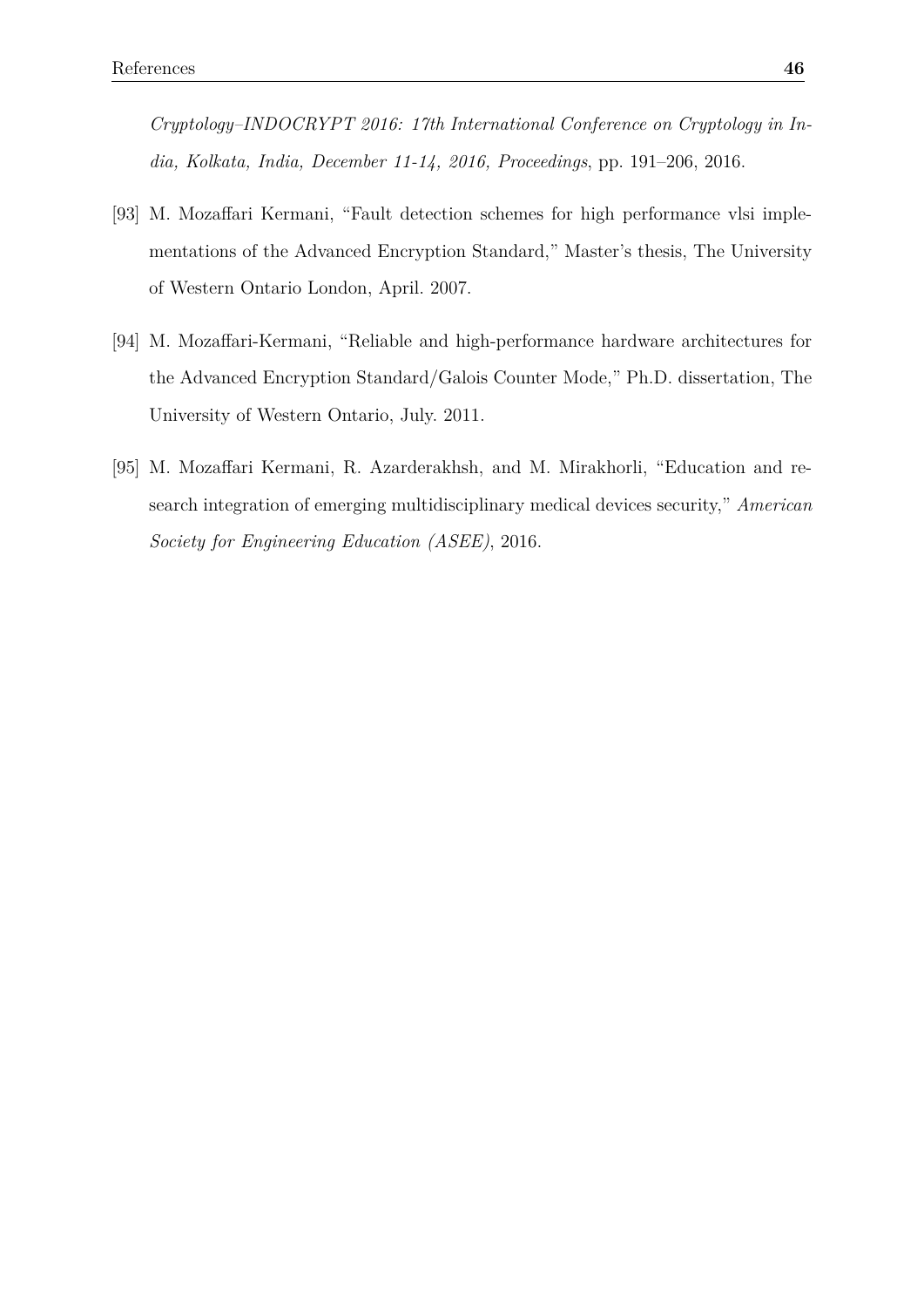*Cryptology–INDOCRYPT 2016: 17th International Conference on Cryptology in India, Kolkata, India, December 11-14, 2016, Proceedings*, pp. 191–206, 2016.

[93] M. Mozaffari Kermani, "Fault detection schemes for high performance vlsi implementations of the Advanced Encryption Standard," Master's thesis, The University of Western Ontario London, April. 2007.

[94] M. Mozaffari-Kermani, "Reliable and high-performance hardware architectures for the Advanced Encryption Standard/Galois Counter Mode," Ph.D. dissertation, The University of Western Ontario, July. 2011.

[95] M. Mozaffari Kermani, R. Azarderakhsh, and M. Mirakhorli, "Education and research integration of emerging multidisciplinary medical devices security," *American Society for Engineering Education (ASEE)*, 2016.